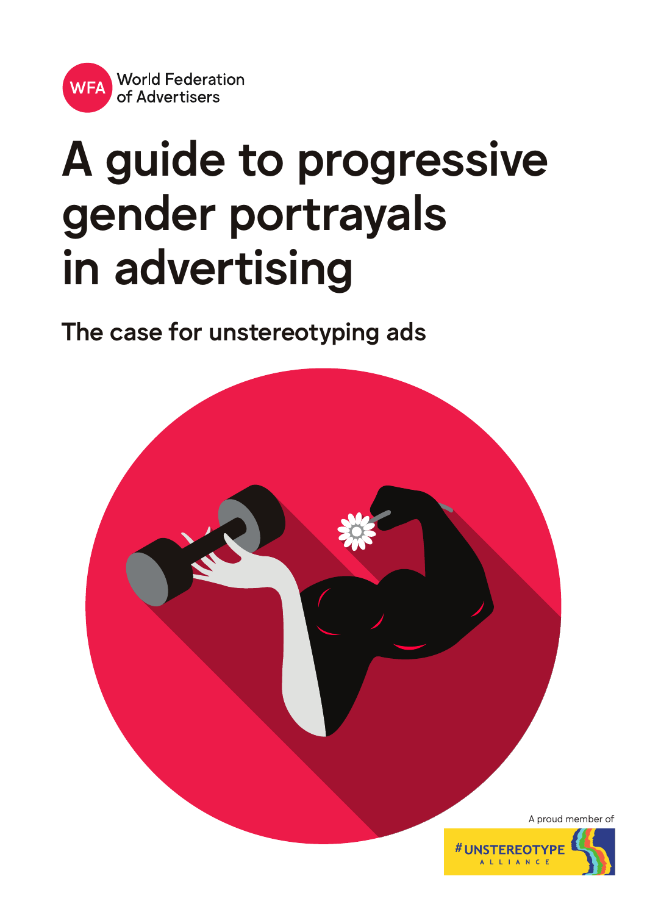WFA World Federation of Advertisers

# A guide to progressive gender portrayals in advertising

## The case for unstereotyping ads

A proud member of

#UNSTEREOTYPE ALLIANCE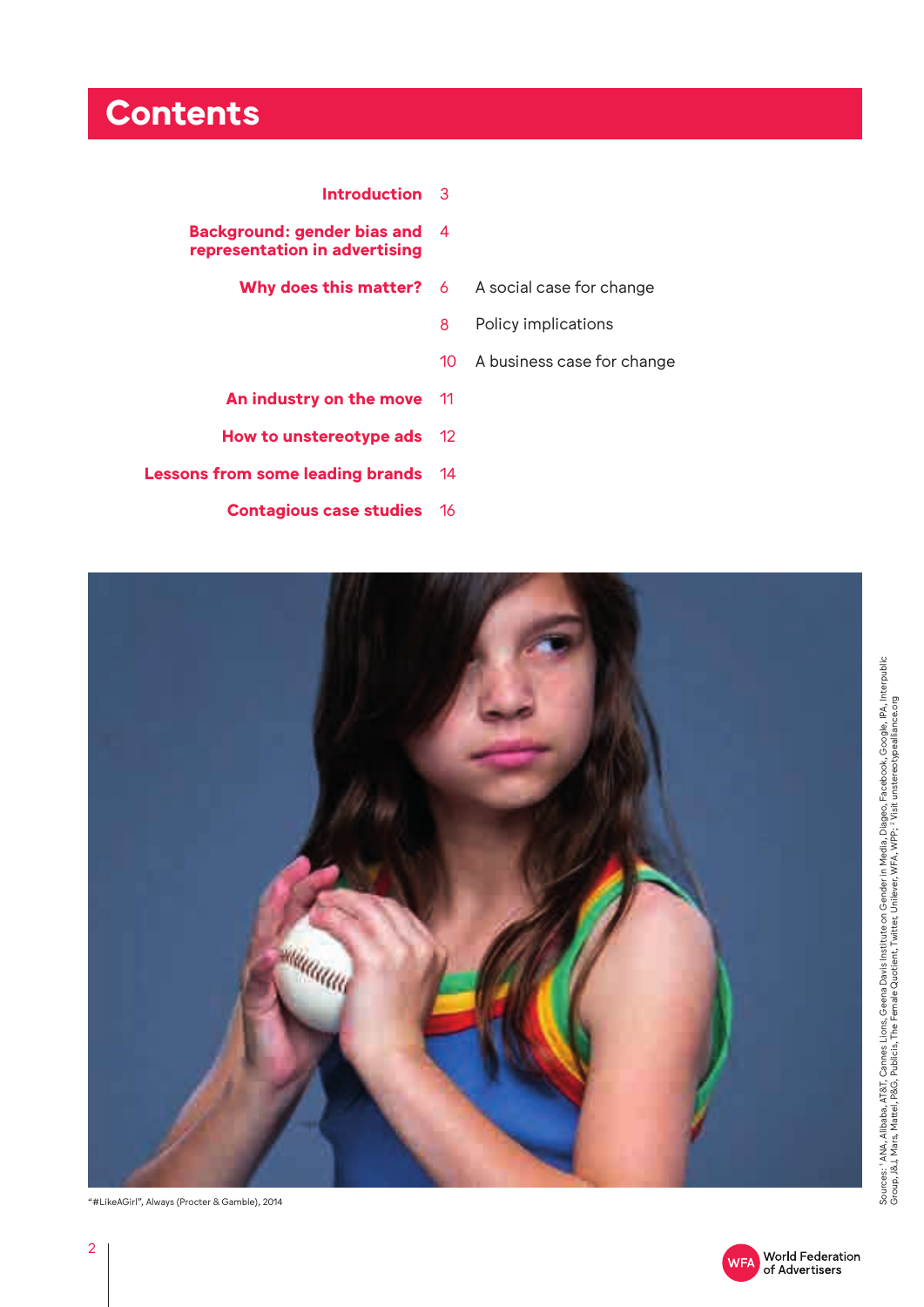# Contents

| | | |
|---|---|---|
| **Introduction** | 3 | |
| **Background: gender bias and representation in advertising** | 4 | |
| **Why does this matter?** | 6 | A social case for change |
| | 8 | Policy implications |
| | 10 | A business case for change |
| **An industry on the move** | 11 | |
| **How to unstereotype ads** | 12 | |
| **Lessons from some leading brands** | 14 | |
| **Contagious case studies** | 16 | |

"#LikeAGirl", Always (Procter & Gamble), 2014

Sources: [1] ANA, Alibaba, AT&T, Cannes Lions, Geena Davis Institute on Gender in Media, Diageo, Facebook, Google, IPA, Interpublic Group, J&J, Mars, Mattel, P&G, Publicis, The Female Quotient, Twitter, Unilever, WFA, WPP; [2] Visit unstereotypealliance.org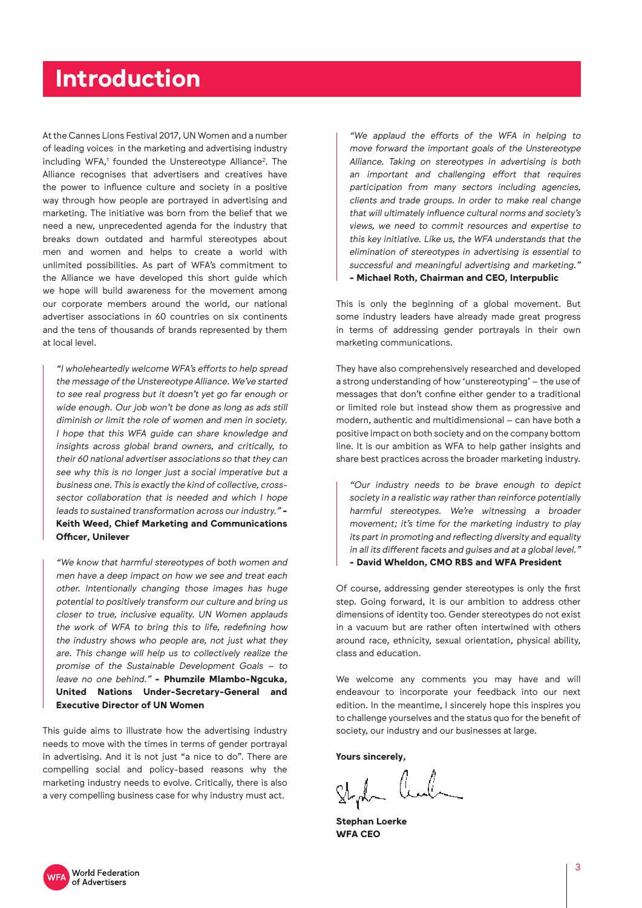# Introduction

At the Cannes Lions Festival 2017, UN Women and a number of leading voices in the marketing and advertising industry including WFA,[1] founded the Unstereotype Alliance[2]. The Alliance recognises that advertisers and creatives have the power to influence culture and society in a positive way through how people are portrayed in advertising and marketing. The initiative was born from the belief that we need a new, unprecedented agenda for the industry that breaks down outdated and harmful stereotypes about men and women and helps to create a world with unlimited possibilities. As part of WFA's commitment to the Alliance we have developed this short guide which we hope will build awareness for the movement among our corporate members around the world, our national advertiser associations in 60 countries on six continents and the tens of thousands of brands represented by them at local level.

> *"I wholeheartedly welcome WFA's efforts to help spread the message of the Unstereotype Alliance. We've started to see real progress but it doesn't yet go far enough or wide enough. Our job won't be done as long as ads still diminish or limit the role of women and men in society. I hope that this WFA guide can share knowledge and insights across global brand owners, and critically, to their 60 national advertiser associations so that they can see why this is no longer just a social imperative but a business one. This is exactly the kind of collective, cross-sector collaboration that is needed and which I hope leads to sustained transformation across our industry."* **- Keith Weed, Chief Marketing and Communications Officer, Unilever**

> *"We know that harmful stereotypes of both women and men have a deep impact on how we see and treat each other. Intentionally changing those images has huge potential to positively transform our culture and bring us closer to true, inclusive equality. UN Women applauds the work of WFA to bring this to life, redefining how the industry shows who people are, not just what they are. This change will help us to collectively realize the promise of the Sustainable Development Goals – to leave no one behind."* **- Phumzile Mlambo-Ngcuka, United Nations Under-Secretary-General and Executive Director of UN Women**

This guide aims to illustrate how the advertising industry needs to move with the times in terms of gender portrayal in advertising. And it is not just "a nice to do". There are compelling social and policy-based reasons why the marketing industry needs to evolve. Critically, there is also a very compelling business case for why industry must act.

> *"We applaud the efforts of the WFA in helping to move forward the important goals of the Unstereotype Alliance. Taking on stereotypes in advertising is both an important and challenging effort that requires participation from many sectors including agencies, clients and trade groups. In order to make real change that will ultimately influence cultural norms and society's views, we need to commit resources and expertise to this key initiative. Like us, the WFA understands that the elimination of stereotypes in advertising is essential to successful and meaningful advertising and marketing."*
> **- Michael Roth, Chairman and CEO, Interpublic**

This is only the beginning of a global movement. But some industry leaders have already made great progress in terms of addressing gender portrayals in their own marketing communications.

They have also comprehensively researched and developed a strong understanding of how 'unstereotyping' – the use of messages that don't confine either gender to a traditional or limited role but instead show them as progressive and modern, authentic and multidimensional – can have both a positive impact on both society and on the company bottom line. It is our ambition as WFA to help gather insights and share best practices across the broader marketing industry.

> *"Our industry needs to be brave enough to depict society in a realistic way rather than reinforce potentially harmful stereotypes. We're witnessing a broader movement; it's time for the marketing industry to play its part in promoting and reflecting diversity and equality in all its different facets and guises and at a global level."*
> **- David Wheldon, CMO RBS and WFA President**

Of course, addressing gender stereotypes is only the first step. Going forward, it is our ambition to address other dimensions of identity too. Gender stereotypes do not exist in a vacuum but are rather often intertwined with others around race, ethnicity, sexual orientation, physical ability, class and education.

We welcome any comments you may have and will endeavour to incorporate your feedback into our next edition. In the meantime, I sincerely hope this inspires you to challenge yourselves and the status quo for the benefit of society, our industry and our businesses at large.

**Yours sincerely,**

**Stephan Loerke**
**WFA CEO**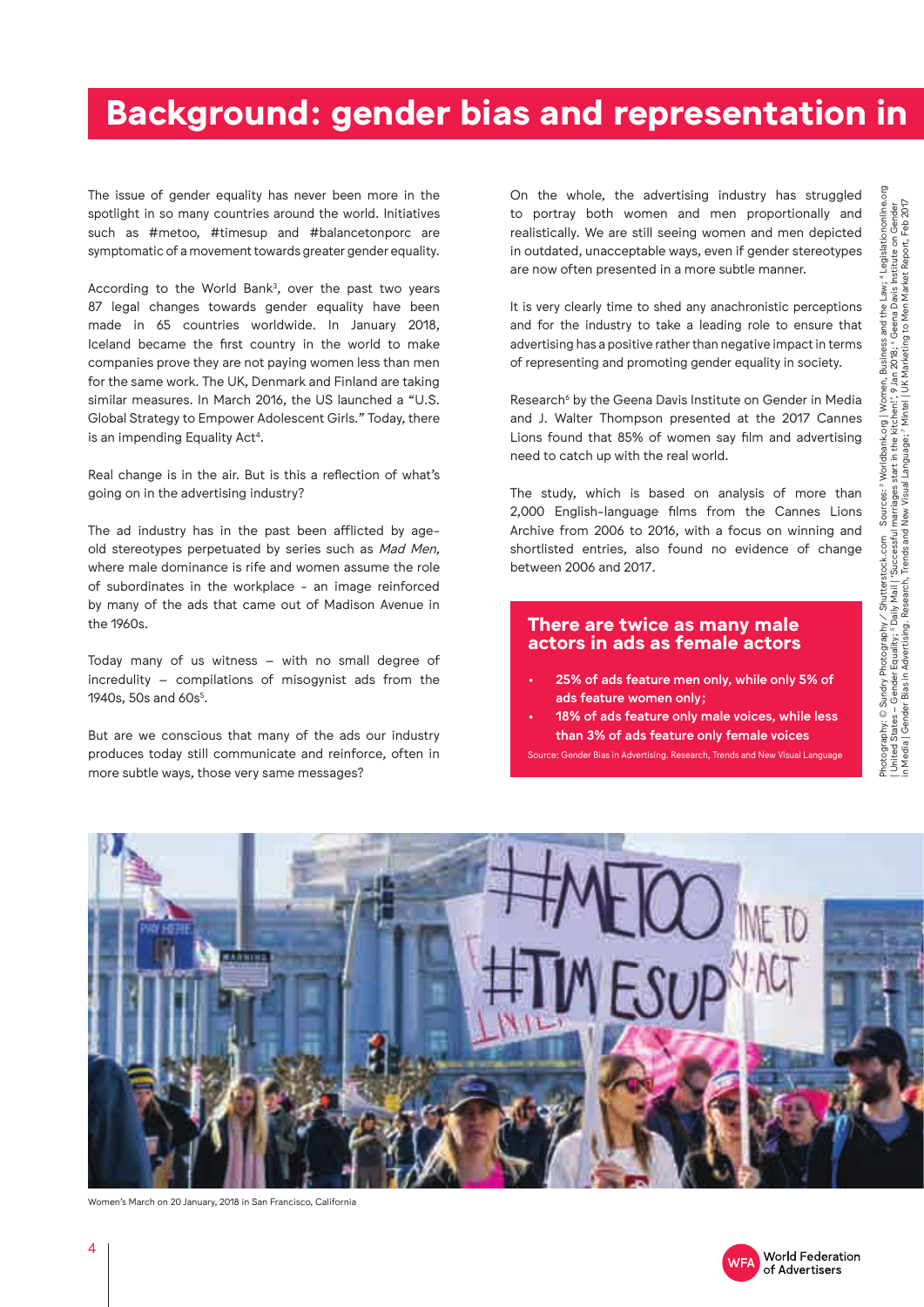# Background: gender bias and representation in

The issue of gender equality has never been more in the spotlight in so many countries around the world. Initiatives such as #metoo, #timesup and #balancetonporc are symptomatic of a movement towards greater gender equality.

According to the World Bank[3], over the past two years 87 legal changes towards gender equality have been made in 65 countries worldwide. In January 2018, Iceland became the first country in the world to make companies prove they are not paying women less than men for the same work. The UK, Denmark and Finland are taking similar measures. In March 2016, the US launched a "U.S. Global Strategy to Empower Adolescent Girls." Today, there is an impending Equality Act[4].

Real change is in the air. But is this a reflection of what's going on in the advertising industry?

The ad industry has in the past been afflicted by age-old stereotypes perpetuated by series such as *Mad Men*, where male dominance is rife and women assume the role of subordinates in the workplace - an image reinforced by many of the ads that came out of Madison Avenue in the 1960s.

Today many of us witness – with no small degree of incredulity – compilations of misogynist ads from the 1940s, 50s and 60s[5].

But are we conscious that many of the ads our industry produces today still communicate and reinforce, often in more subtle ways, those very same messages?

On the whole, the advertising industry has struggled to portray both women and men proportionally and realistically. We are still seeing women and men depicted in outdated, unacceptable ways, even if gender stereotypes are now often presented in a more subtle manner.

It is very clearly time to shed any anachronistic perceptions and for the industry to take a leading role to ensure that advertising has a positive rather than negative impact in terms of representing and promoting gender equality in society.

Research[6] by the Geena Davis Institute on Gender in Media and J. Walter Thompson presented at the 2017 Cannes Lions found that 85% of women say film and advertising need to catch up with the real world.

The study, which is based on analysis of more than 2,000 English-language films from the Cannes Lions Archive from 2006 to 2016, with a focus on winning and shortlisted entries, also found no evidence of change between 2006 and 2017.

## There are twice as many male actors in ads as female actors

- **25% of ads feature men only, while only 5% of ads feature women only;**
- **18% of ads feature only male voices, while less than 3% of ads feature only female voices**

Source: Gender Bias in Advertising. Research, Trends and New Visual Language

Women's March on 20 January, 2018 in San Francisco, California

Photography: © Sundry Photography / Shutterstock.com Sources: [3] Worldbank.org | Women, Business and the Law; [4] Legislationonline.org | United States – Gender Equality; [5] Daily Mail | 'Successful marriages start in the kitchen!', 9 Jan 2018; [6] Geena Davis Institute on Gender in Media | Gender Bias in Advertising. Research, Trends and New Visual Language; [7] Mintel | UK Marketing to Men Market Report, Feb 2017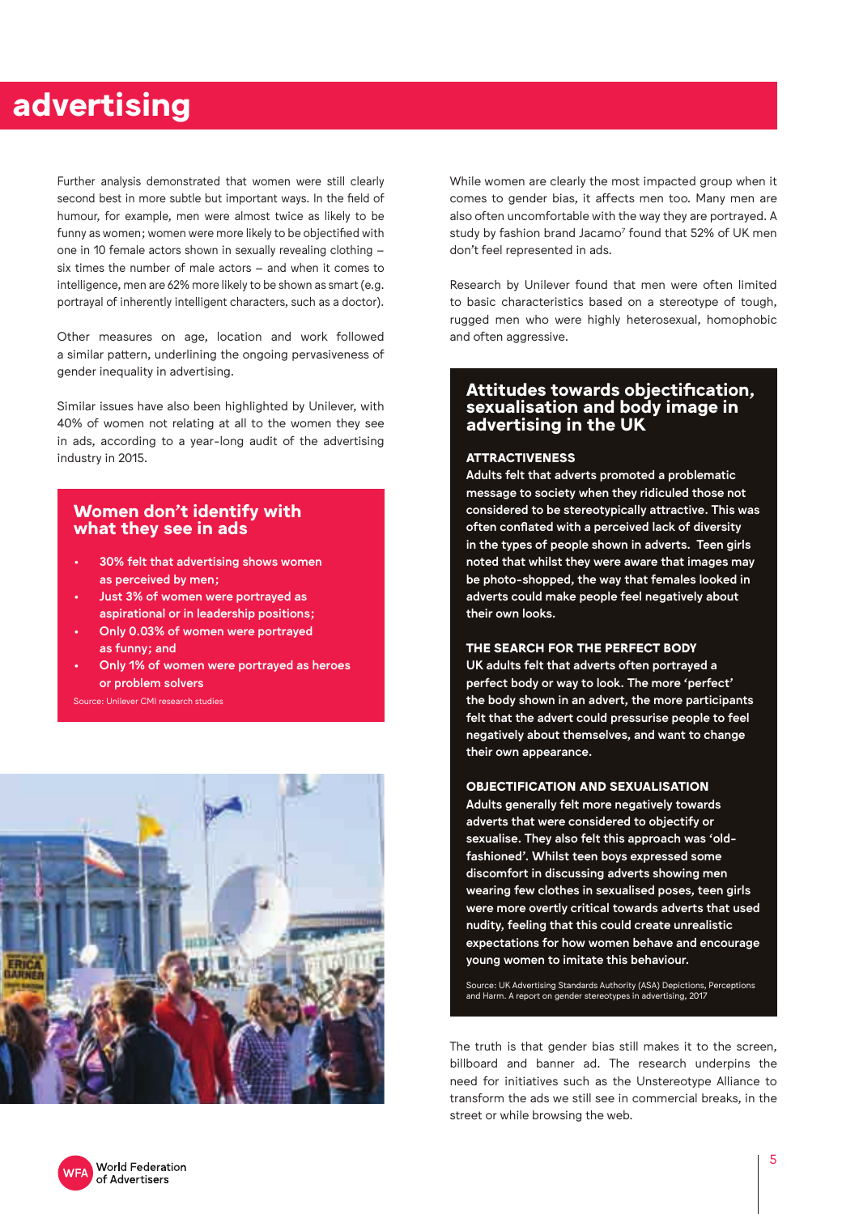# advertising

Further analysis demonstrated that women were still clearly second best in more subtle but important ways. In the field of humour, for example, men were almost twice as likely to be funny as women; women were more likely to be objectified with one in 10 female actors shown in sexually revealing clothing – six times the number of male actors – and when it comes to intelligence, men are 62% more likely to be shown as smart (e.g. portrayal of inherently intelligent characters, such as a doctor).

Other measures on age, location and work followed a similar pattern, underlining the ongoing pervasiveness of gender inequality in advertising.

Similar issues have also been highlighted by Unilever, with 40% of women not relating at all to the women they see in ads, according to a year-long audit of the advertising industry in 2015.

## Women don't identify with what they see in ads

- 30% felt that advertising shows women as perceived by men;
- Just 3% of women were portrayed as aspirational or in leadership positions;
- Only 0.03% of women were portrayed as funny; and
- Only 1% of women were portrayed as heroes or problem solvers

Source: Unilever CMI research studies

While women are clearly the most impacted group when it comes to gender bias, it affects men too. Many men are also often uncomfortable with the way they are portrayed. A study by fashion brand Jacamo[7] found that 52% of UK men don't feel represented in ads.

Research by Unilever found that men were often limited to basic characteristics based on a stereotype of tough, rugged men who were highly heterosexual, homophobic and often aggressive.

## Attitudes towards objectification, sexualisation and body image in advertising in the UK

**ATTRACTIVENESS**

Adults felt that adverts promoted a problematic message to society when they ridiculed those not considered to be stereotypically attractive. This was often conflated with a perceived lack of diversity in the types of people shown in adverts. Teen girls noted that whilst they were aware that images may be photo-shopped, the way that females looked in adverts could make people feel negatively about their own looks.

**THE SEARCH FOR THE PERFECT BODY**

UK adults felt that adverts often portrayed a perfect body or way to look. The more 'perfect' the body shown in an advert, the more participants felt that the advert could pressurise people to feel negatively about themselves, and want to change their own appearance.

**OBJECTIFICATION AND SEXUALISATION**

Adults generally felt more negatively towards adverts that were considered to objectify or sexualise. They also felt this approach was 'old-fashioned'. Whilst teen boys expressed some discomfort in discussing adverts showing men wearing few clothes in sexualised poses, teen girls were more overtly critical towards adverts that used nudity, feeling that this could create unrealistic expectations for how women behave and encourage young women to imitate this behaviour.

Source: UK Advertising Standards Authority (ASA) Depictions, Perceptions and Harm. A report on gender stereotypes in advertising, 2017

The truth is that gender bias still makes it to the screen, billboard and banner ad. The research underpins the need for initiatives such as the Unstereotype Alliance to transform the ads we still see in commercial breaks, in the street or while browsing the web.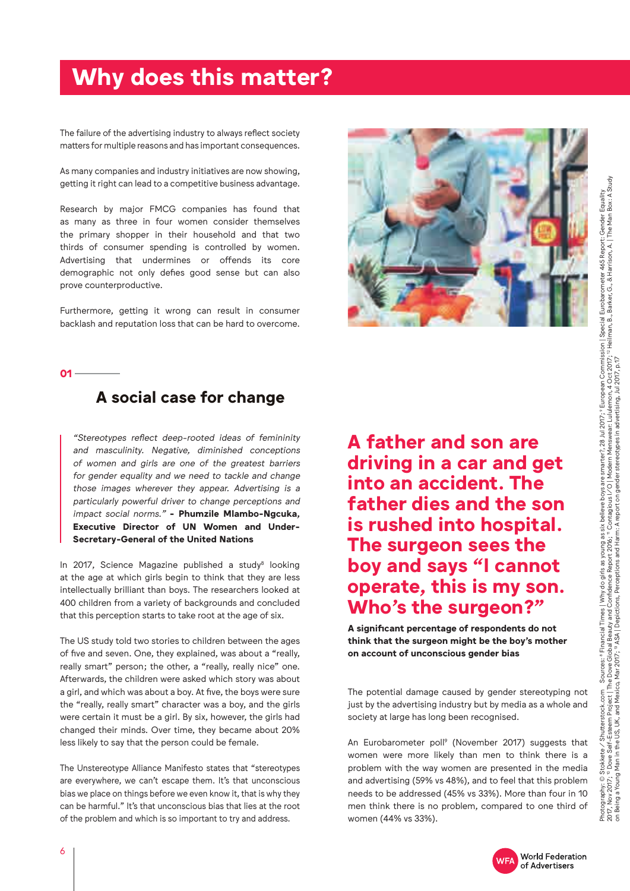# Why does this matter?

The failure of the advertising industry to always reflect society matters for multiple reasons and has important consequences.

As many companies and industry initiatives are now showing, getting it right can lead to a competitive business advantage.

Research by major FMCG companies has found that as many as three in four women consider themselves the primary shopper in their household and that two thirds of consumer spending is controlled by women. Advertising that undermines or offends its core demographic not only defies good sense but can also prove counterproductive.

Furthermore, getting it wrong can result in consumer backlash and reputation loss that can be hard to overcome.

**01**

## A social case for change

> *"Stereotypes reflect deep-rooted ideas of femininity and masculinity. Negative, diminished conceptions of women and girls are one of the greatest barriers for gender equality and we need to tackle and change those images wherever they appear. Advertising is a particularly powerful driver to change perceptions and impact social norms."* **- Phumzile Mlambo-Ngcuka, Executive Director of UN Women and Under-Secretary-General of the United Nations**

In 2017, Science Magazine published a study[8] looking at the age at which girls begin to think that they are less intellectually brilliant than boys. The researchers looked at 400 children from a variety of backgrounds and concluded that this perception starts to take root at the age of six.

The US study told two stories to children between the ages of five and seven. One, they explained, was about a "really, really smart" person; the other, a "really, really nice" one. Afterwards, the children were asked which story was about a girl, and which was about a boy. At five, the boys were sure the "really, really smart" character was a boy, and the girls were certain it must be a girl. By six, however, the girls had changed their minds. Over time, they became about 20% less likely to say that the person could be female.

The Unstereotype Alliance Manifesto states that "stereotypes are everywhere, we can't escape them. It's that unconscious bias we place on things before we even know it, that is why they can be harmful." It's that unconscious bias that lies at the root of the problem and which is so important to try and address.

## A father and son are driving in a car and get into an accident. The father dies and the son is rushed into hospital. The surgeon sees the boy and says "I cannot operate, this is my son. Who's the surgeon?"

**A significant percentage of respondents do not think that the surgeon might be the boy's mother on account of unconscious gender bias**

The potential damage caused by gender stereotyping not just by the advertising industry but by media as a whole and society at large has long been recognised.

An Eurobarometer poll[9] (November 2017) suggests that women were more likely than men to think there is a problem with the way women are presented in the media and advertising (59% vs 48%), and to feel that this problem needs to be addressed (45% vs 33%). More than four in 10 men think there is no problem, compared to one third of women (44% vs 33%).

Photography: © Stokkete / Shutterstock.com Sources: [8] Financial Times | Why do girls as young as six believe boys are smarter?, 28 Jul 2017; [9] European Commission | Special Eurobarometer 465 Report: Gender Equality 2017, Nov 2017; [10] Dove Self-Esteem Project | The Dove Global Beauty and Confidence Report 2016; [11] Contagious I/O | Modern Menswear: Lululemon, 4 Oct 2017; [12] Heilman, B., Barker, G., & Harrison, A. | The Man Box: A Study on Being a Young Man in the US, UK, and Mexico, Mar 2017; [13] ASA | Depictions, Perceptions and Harm: A report on gender stereotypes in advertising, Jul 2017, p.17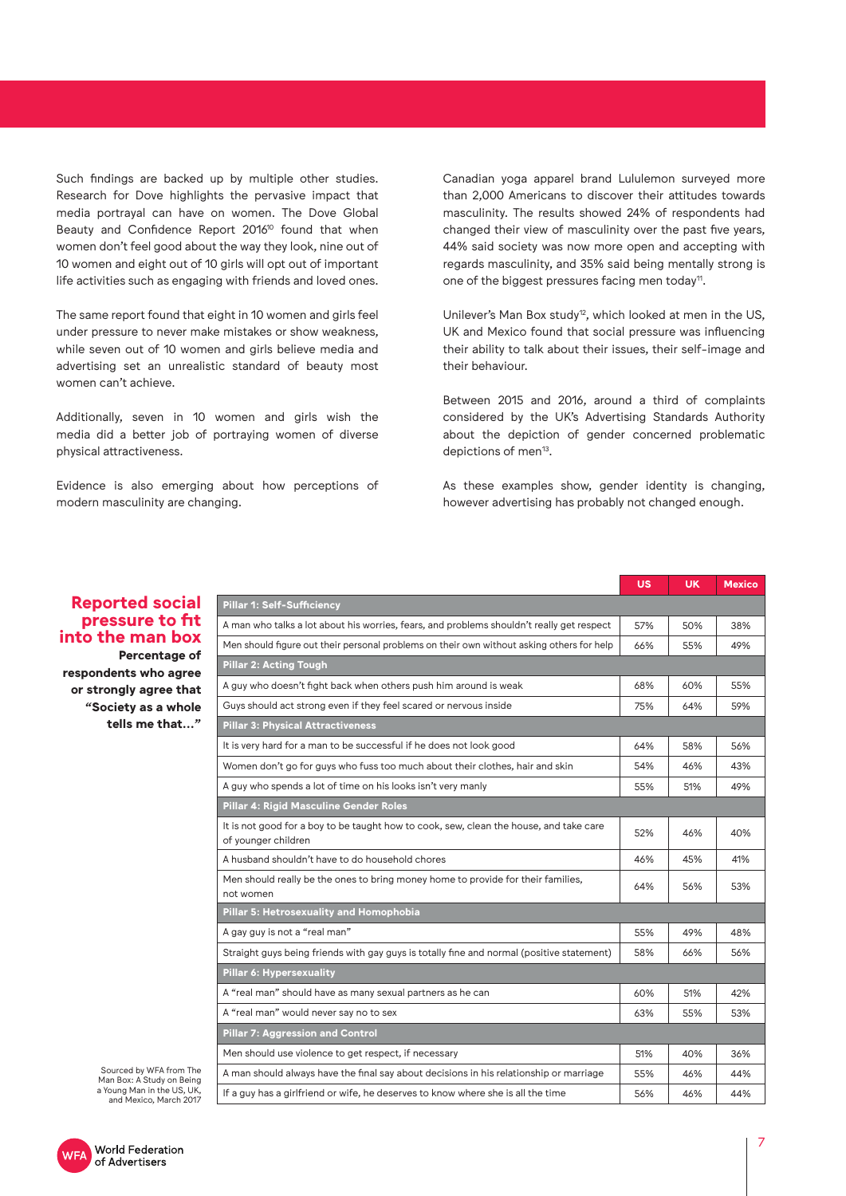Such findings are backed up by multiple other studies. Research for Dove highlights the pervasive impact that media portrayal can have on women. The Dove Global Beauty and Confidence Report 2016[10] found that when women don't feel good about the way they look, nine out of 10 women and eight out of 10 girls will opt out of important life activities such as engaging with friends and loved ones.

The same report found that eight in 10 women and girls feel under pressure to never make mistakes or show weakness, while seven out of 10 women and girls believe media and advertising set an unrealistic standard of beauty most women can't achieve.

Additionally, seven in 10 women and girls wish the media did a better job of portraying women of diverse physical attractiveness.

Evidence is also emerging about how perceptions of modern masculinity are changing.

Canadian yoga apparel brand Lululemon surveyed more than 2,000 Americans to discover their attitudes towards masculinity. The results showed 24% of respondents had changed their view of masculinity over the past five years, 44% said society was now more open and accepting with regards masculinity, and 35% said being mentally strong is one of the biggest pressures facing men today[11].

Unilever's Man Box study[12], which looked at men in the US, UK and Mexico found that social pressure was influencing their ability to talk about their issues, their self-image and their behaviour.

Between 2015 and 2016, around a third of complaints considered by the UK's Advertising Standards Authority about the depiction of gender concerned problematic depictions of men[13].

As these examples show, gender identity is changing, however advertising has probably not changed enough.

## Reported social pressure to fit into the man box

**Percentage of respondents who agree or strongly agree that "Society as a whole tells me that..."**

| | US | UK | Mexico |
|---|---|---|---|
| **Pillar 1: Self-Sufficiency** | | | |
| A man who talks a lot about his worries, fears, and problems shouldn't really get respect | 57% | 50% | 38% |
| Men should figure out their personal problems on their own without asking others for help | 66% | 55% | 49% |
| **Pillar 2: Acting Tough** | | | |
| A guy who doesn't fight back when others push him around is weak | 68% | 60% | 55% |
| Guys should act strong even if they feel scared or nervous inside | 75% | 64% | 59% |
| **Pillar 3: Physical Attractiveness** | | | |
| It is very hard for a man to be successful if he does not look good | 64% | 58% | 56% |
| Women don't go for guys who fuss too much about their clothes, hair and skin | 54% | 46% | 43% |
| A guy who spends a lot of time on his looks isn't very manly | 55% | 51% | 49% |
| **Pillar 4: Rigid Masculine Gender Roles** | | | |
| It is not good for a boy to be taught how to cook, sew, clean the house, and take care of younger children | 52% | 46% | 40% |
| A husband shouldn't have to do household chores | 46% | 45% | 41% |
| Men should really be the ones to bring money home to provide for their families, not women | 64% | 56% | 53% |
| **Pillar 5: Hetrosexuality and Homophobia** | | | |
| A gay guy is not a "real man" | 55% | 49% | 48% |
| Straight guys being friends with gay guys is totally fine and normal (positive statement) | 58% | 66% | 56% |
| **Pillar 6: Hypersexuality** | | | |
| A "real man" should have as many sexual partners as he can | 60% | 51% | 42% |
| A "real man" would never say no to sex | 63% | 55% | 53% |
| **Pillar 7: Aggression and Control** | | | |
| Men should use violence to get respect, if necessary | 51% | 40% | 36% |
| A man should always have the final say about decisions in his relationship or marriage | 55% | 46% | 44% |
| If a guy has a girlfriend or wife, he deserves to know where she is all the time | 56% | 46% | 44% |

Sourced by WFA from The Man Box: A Study on Being a Young Man in the US, UK, and Mexico, March 2017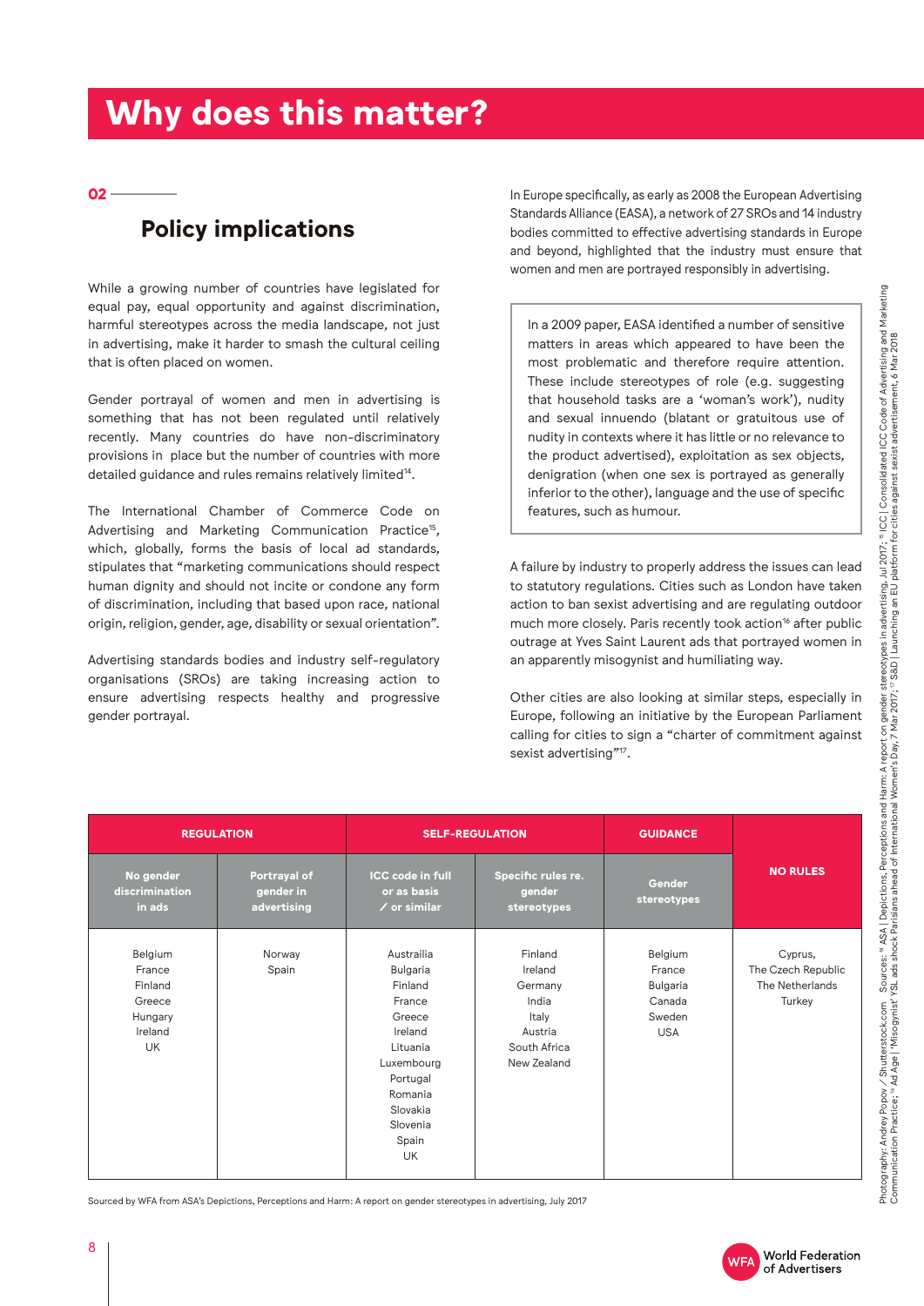# Why does this matter?

02

## Policy implications

While a growing number of countries have legislated for equal pay, equal opportunity and against discrimination, harmful stereotypes across the media landscape, not just in advertising, make it harder to smash the cultural ceiling that is often placed on women.

Gender portrayal of women and men in advertising is something that has not been regulated until relatively recently. Many countries do have non-discriminatory provisions in place but the number of countries with more detailed guidance and rules remains relatively limited[14].

The International Chamber of Commerce Code on Advertising and Marketing Communication Practice[15], which, globally, forms the basis of local ad standards, stipulates that "marketing communications should respect human dignity and should not incite or condone any form of discrimination, including that based upon race, national origin, religion, gender, age, disability or sexual orientation".

Advertising standards bodies and industry self-regulatory organisations (SROs) are taking increasing action to ensure advertising respects healthy and progressive gender portrayal.

In Europe specifically, as early as 2008 the European Advertising Standards Alliance (EASA), a network of 27 SROs and 14 industry bodies committed to effective advertising standards in Europe and beyond, highlighted that the industry must ensure that women and men are portrayed responsibly in advertising.

> In a 2009 paper, EASA identified a number of sensitive matters in areas which appeared to have been the most problematic and therefore require attention. These include stereotypes of role (e.g. suggesting that household tasks are a 'woman's work'), nudity and sexual innuendo (blatant or gratuitous use of nudity in contexts where it has little or no relevance to the product advertised), exploitation as sex objects, denigration (when one sex is portrayed as generally inferior to the other), language and the use of specific features, such as humour.

A failure by industry to properly address the issues can lead to statutory regulations. Cities such as London have taken action to ban sexist advertising and are regulating outdoor much more closely. Paris recently took action[16] after public outrage at Yves Saint Laurent ads that portrayed women in an apparently misogynist and humiliating way.

Other cities are also looking at similar steps, especially in Europe, following an initiative by the European Parliament calling for cities to sign a "charter of commitment against sexist advertising"[17].

| REGULATION | | SELF-REGULATION | | GUIDANCE | NO RULES |
|---|---|---|---|---|---|
| No gender discrimination in ads | Portrayal of gender in advertising | ICC code in full or as basis / or similar | Specific rules re. gender stereotypes | Gender stereotypes | |
| Belgium<br>France<br>Finland<br>Greece<br>Hungary<br>Ireland<br>UK | Norway<br>Spain | Australia<br>Bulgaria<br>Finland<br>France<br>Greece<br>Ireland<br>Lituania<br>Luxembourg<br>Portugal<br>Romania<br>Slovakia<br>Slovenia<br>Spain<br>UK | Finland<br>Ireland<br>Germany<br>India<br>Italy<br>Austria<br>South Africa<br>New Zealand | Belgium<br>France<br>Bulgaria<br>Canada<br>Sweden<br>USA | Cyprus,<br>The Czech Republic<br>The Netherlands<br>Turkey |

Sourced by WFA from ASA's Depictions, Perceptions and Harm: A report on gender stereotypes in advertising, July 2017

Photography: Andrey Popov / Shutterstock.com Sources: [14] ASA | Depictions, Perceptions and Harm: A report on gender stereotypes in advertising, Jul 2017; [15] ICC | Consolidated ICC Code of Advertising and Marketing Communication Practice; [16] Ad Age | 'Misogynist' YSL ads shock Parisians ahead of International Women's Day, 7 Mar 2017; [17] S&D | Launching an EU platform for cities against sexist advertisement, 6 Mar 2018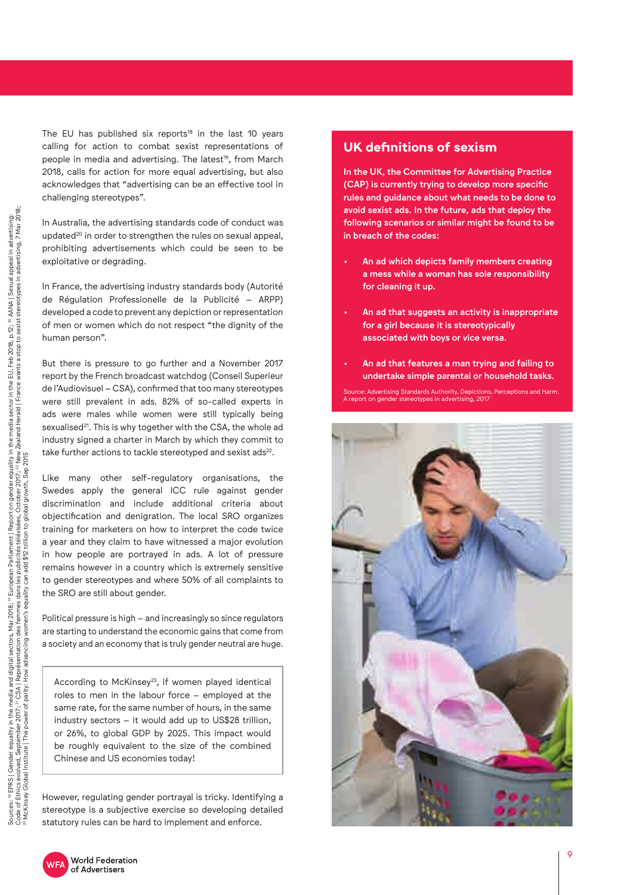The EU has published six reports[18] in the last 10 years calling for action to combat sexist representations of people in media and advertising. The latest[19], from March 2018, calls for more equal advertising, but also acknowledges that "advertising can be an effective tool in challenging stereotypes".

In Australia, the advertising standards code of conduct was updated[20] in order to strengthen the rules on sexual appeal, prohibiting advertisements which could be seen to be exploitative or degrading.

In France, the advertising industry standards body (Autorité de Régulation Professionnelle de la Publicité – ARPP) developed a code to prevent any depiction or representation of men or women which do not respect "the dignity of the human person".

But there is pressure to go further and a November 2017 report by the French broadcast watchdog (Conseil Superieur de l'Audiovisuel – CSA), confirmed that too many stereotypes were still prevalent in ads. 82% of so-called experts in ads were males while women were still typically being sexualised[21]. This is why together with the CSA, the whole ad industry signed a charter in March by which they commit to take further actions to tackle stereotyped and sexist ads[22].

Like many other self-regulatory organisations, the Swedes apply the general ICC rule against gender discrimination and include additional criteria about objectification and denigration. The local SRO organizes training for marketers on how to interpret the code twice a year and they claim to have witnessed a major evolution in how people are portrayed in ads. A lot of pressure remains however in a country which is extremely sensitive to gender stereotypes and where 50% of all complaints to the SRO are still about gender.

Political pressure is high – and increasingly so since regulators are starting to understand the economic gains that come from a society and an economy that is truly gender neutral are huge.

> According to McKinsey[23], if women played identical roles to men in the labour force – employed at the same rate, for the same number of hours, in the same industry sectors – it would add up to US$28 trillion, or 26%, to global GDP by 2025. This impact would be roughly equivalent to the size of the combined Chinese and US economies today!

However, regulating gender portrayal is tricky. Identifying a stereotype is a subjective exercise so developing detailed statutory rules can be hard to implement and enforce.

## UK definitions of sexism

**In the UK, the Committee for Advertising Practice (CAP) is currently trying to develop more specific rules and guidance about what needs to be done to avoid sexist ads. In the future, ads that deploy the following scenarios or similar might be found to be in breach of the codes:**

- **An ad which depicts family members creating a mess while a woman has sole responsibility for cleaning it up.**
- **An ad that suggests an activity is inappropriate for a girl because it is stereotypically associated with boys or vice versa.**
- **An ad that features a man trying and failing to undertake simple parental or household tasks.**

Source: Advertising Standards Authority, Depictions, Perceptions and Harm. A report on gender stereotypes in advertising, 2017

Sources: [18] EPRS | Gender equality in the media and digital sectors, Mar 2018; [19] European Parliament | Report on gender equality in the media sector in the EU, Feb 2018, p.12; [20] AANA | Sexual appeal in advertising: Code of Ethics evolved, September 2017; [21] CSA | Représentation des femmes dans les publicités télévisées, October 2017; [22] New Zealand Herald | France wants a stop to sexist stereotypes in advertising, 7 Mar 2018; [23] McKinsey Global Institute | The power of parity: How advancing women's equality can add $12 trillion to global growth, Sep 2015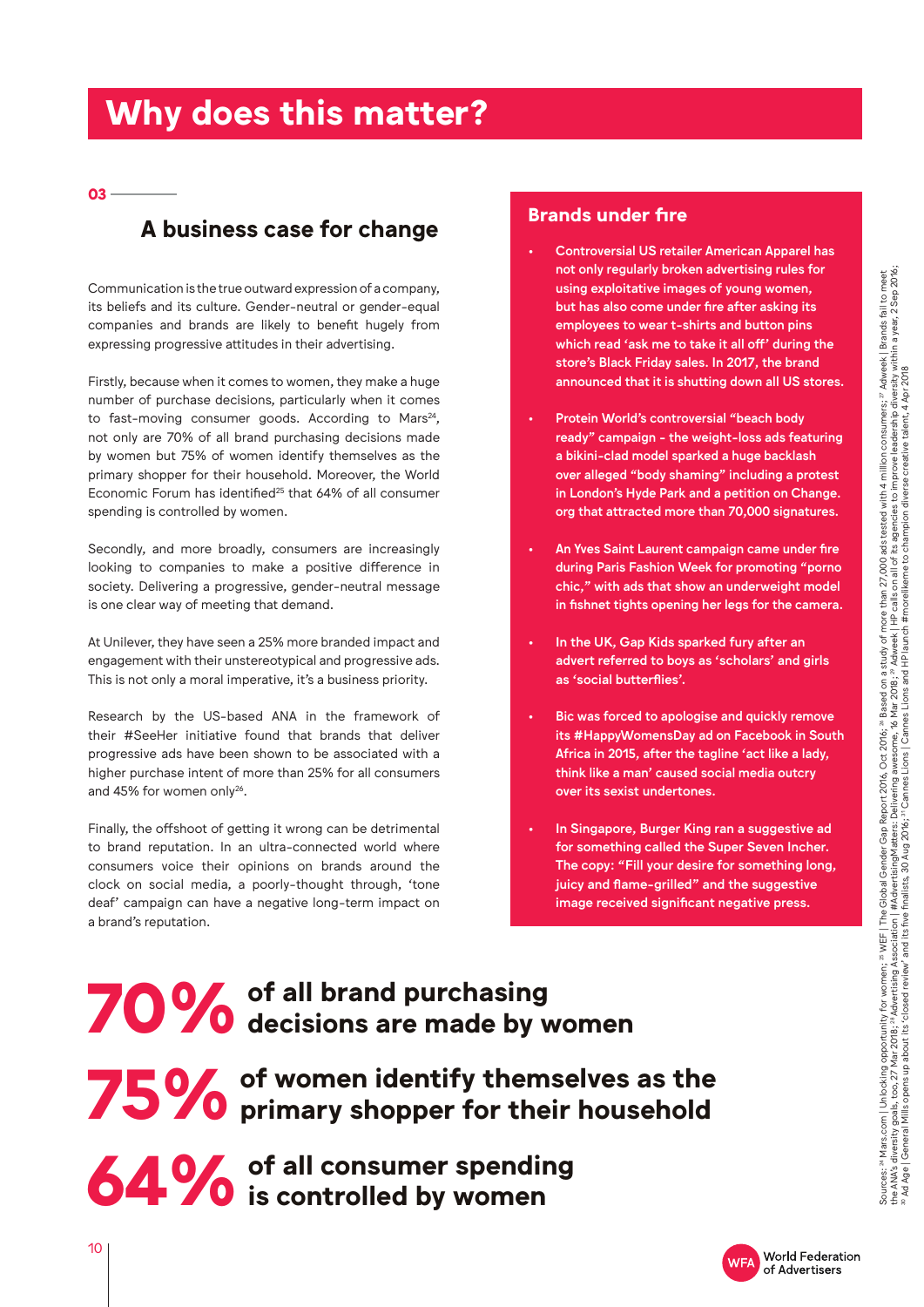# Why does this matter?

03

## A business case for change

Communication is the true outward expression of a company, its beliefs and its culture. Gender-neutral or gender-equal companies and brands are likely to benefit hugely from expressing progressive attitudes in their advertising.

Firstly, because when it comes to women, they make a huge number of purchase decisions, particularly when it comes to fast-moving consumer goods. According to Mars[24], not only are 70% of all brand purchasing decisions made by women but 75% of women identify themselves as the primary shopper for their household. Moreover, the World Economic Forum has identified[25] that 64% of all consumer spending is controlled by women.

Secondly, and more broadly, consumers are increasingly looking to companies to make a positive difference in society. Delivering a progressive, gender-neutral message is one clear way of meeting that demand.

At Unilever, they have seen a 25% more branded impact and engagement with their unstereotypical and progressive ads. This is not only a moral imperative, it's a business priority.

Research by the US-based ANA in the framework of their #SeeHer initiative found that brands that deliver progressive ads have been shown to be associated with a higher purchase intent of more than 25% for all consumers and 45% for women only[26].

Finally, the offshoot of getting it wrong can be detrimental to brand reputation. In an ultra-connected world where consumers voice their opinions on brands around the clock on social media, a poorly-thought through, 'tone deaf' campaign can have a negative long-term impact on a brand's reputation.

### Brands under fire

- Controversial US retailer American Apparel has not only regularly broken advertising rules for using exploitative images of young women, but has also come under fire after asking its employees to wear t-shirts and button pins which read 'ask me to take it all off' during the store's Black Friday sales. In 2017, the brand announced that it is shutting down all US stores.
- Protein World's controversial "beach body ready" campaign - the weight-loss ads featuring a bikini-clad model sparked a huge backlash over alleged "body shaming" including a protest in London's Hyde Park and a petition on Change.org that attracted more than 70,000 signatures.
- An Yves Saint Laurent campaign came under fire during Paris Fashion Week for promoting "porno chic," with ads that show an underweight model in fishnet tights opening her legs for the camera.
- In the UK, Gap Kids sparked fury after an advert referred to boys as 'scholars' and girls as 'social butterflies'.
- Bic was forced to apologise and quickly remove its #HappyWomensDay ad on Facebook in South Africa in 2015, after the tagline 'act like a lady, think like a man' caused social media outcry over its sexist undertones.
- In Singapore, Burger King ran a suggestive ad for something called the Super Seven Incher. The copy: "Fill your desire for something long, juicy and flame-grilled" and the suggestive image received significant negative press.

**70%** of all brand purchasing decisions are made by women

**75%** of women identify themselves as the primary shopper for their household

**64%** of all consumer spending is controlled by women

Sources: [24] Mars.com | Unlocking opportunity for women; [25] WEF | The Global Gender Gap Report 2016, Oct 2016; [26] Based on a study of more than 27,000 ads tested with 4 million consumers; [27] Adweek | Brands fail to meet the ANA's diversity goals, too, 27 Mar 2018; [28] Advertising Association | #AdvertisingMatters: Delivering awesome, 16 Mar 2018; [29] Adweek | HP calls on all of its agencies to improve leadership diversity within a year, 2 Sep 2016; [30] Ad Age | General Mills opens up about its 'closed review' and its five finalists, 30 Aug 2016; [31] Cannes Lions | Cannes Lions and HP launch #morelikeme to champion diverse creative talent, 4 Apr 2018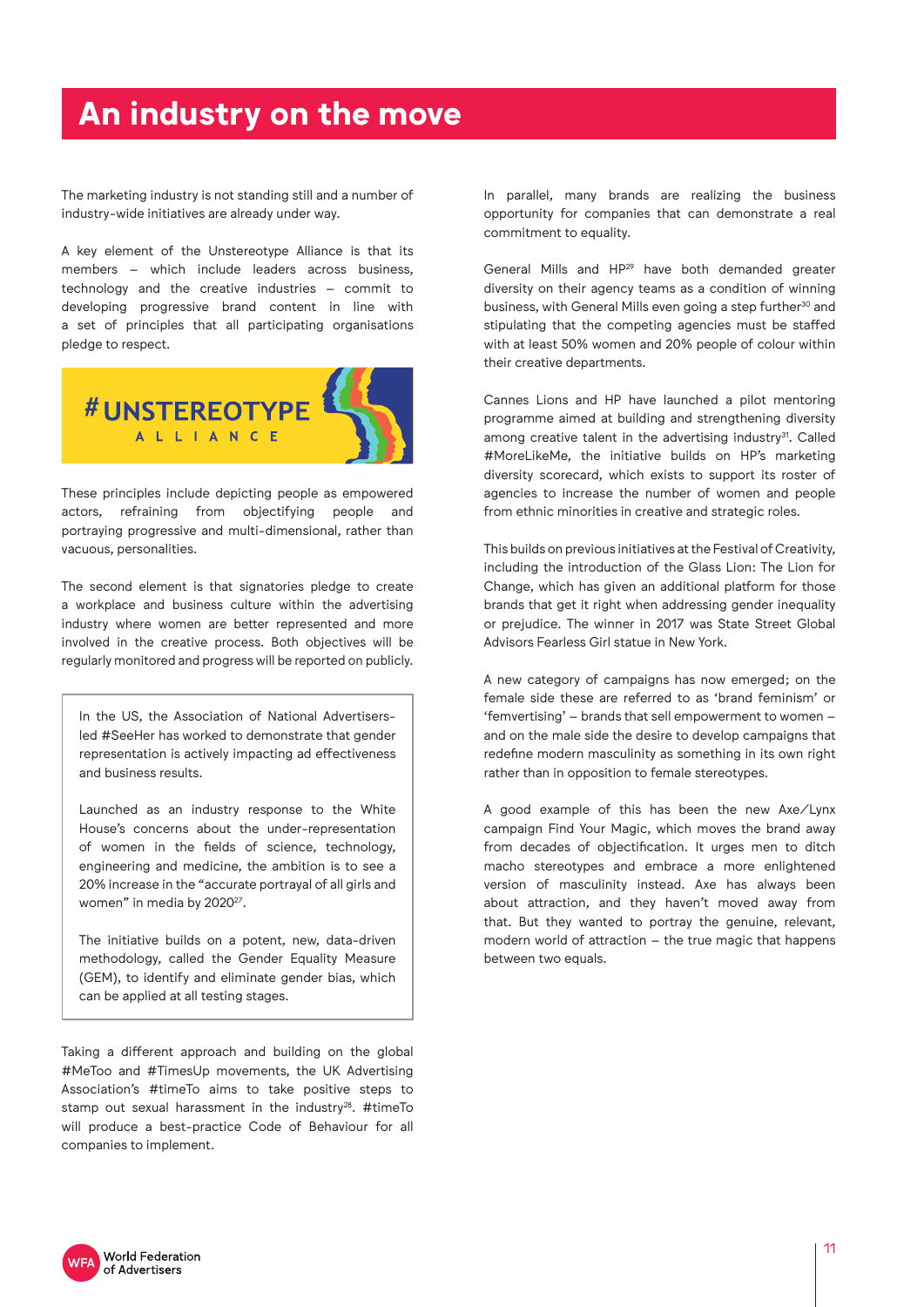# An industry on the move

The marketing industry is not standing still and a number of industry-wide initiatives are already under way.

A key element of the Unstereotype Alliance is that its members – which include leaders across business, technology and the creative industries – commit to developing progressive brand content in line with a set of principles that all participating organisations pledge to respect.

#UNSTEREOTYPE ALLIANCE

These principles include depicting people as empowered actors, refraining from objectifying people and portraying progressive and multi-dimensional, rather than vacuous, personalities.

The second element is that signatories pledge to create a workplace and business culture within the advertising industry where women are better represented and more involved in the creative process. Both objectives will be regularly monitored and progress will be reported on publicly.

> In the US, the Association of National Advertisers-led #SeeHer has worked to demonstrate that gender representation is actively impacting ad effectiveness and business results.
>
> Launched as an industry response to the White House's concerns about the under-representation of women in the fields of science, technology, engineering and medicine, the ambition is to see a 20% increase in the "accurate portrayal of all girls and women" in media by 2020[27].
>
> The initiative builds on a potent, new, data-driven methodology, called the Gender Equality Measure (GEM), to identify and eliminate gender bias, which can be applied at all testing stages.

Taking a different approach and building on the global #MeToo and #TimesUp movements, the UK Advertising Association's #timeTo aims to take positive steps to stamp out sexual harassment in the industry[28]. #timeTo will produce a best-practice Code of Behaviour for all companies to implement.

In parallel, many brands are realizing the business opportunity for companies that can demonstrate a real commitment to equality.

General Mills and HP[29] have both demanded greater diversity on their agency teams as a condition of winning business, with General Mills even going a step further[30] and stipulating that the competing agencies must be staffed with at least 50% women and 20% people of colour within their creative departments.

Cannes Lions and HP have launched a pilot mentoring programme aimed at building and strengthening diversity among creative talent in the advertising industry[31]. Called #MoreLikeMe, the initiative builds on HP's marketing diversity scorecard, which exists to support its roster of agencies to increase the number of women and people from ethnic minorities in creative and strategic roles.

This builds on previous initiatives at the Festival of Creativity, including the introduction of the Glass Lion: The Lion for Change, which has given an additional platform for those brands that get it right when addressing gender inequality or prejudice. The winner in 2017 was State Street Global Advisors Fearless Girl statue in New York.

A new category of campaigns has now emerged; on the female side these are referred to as 'brand feminism' or 'femvertising' – brands that sell empowerment to women – and on the male side the desire to develop campaigns that redefine modern masculinity as something in its own right rather than in opposition to female stereotypes.

A good example of this has been the new Axe/Lynx campaign Find Your Magic, which moves the brand away from decades of objectification. It urges men to ditch macho stereotypes and embrace a more enlightened version of masculinity instead. Axe has always been about attraction, and they haven't moved away from that. But they wanted to portray the genuine, relevant, modern world of attraction – the true magic that happens between two equals.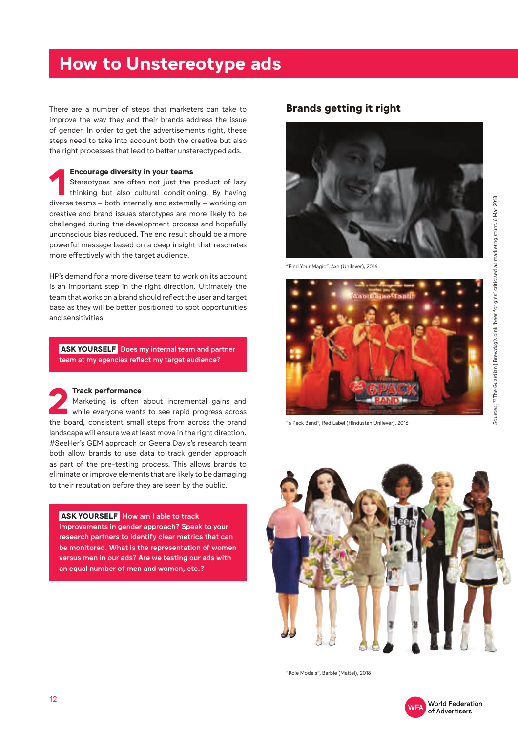# How to Unstereotype ads

There are a number of steps that marketers can take to improve the way they and their brands address the issue of gender. In order to get the advertisements right, these steps need to take into account both the creative but also the right processes that lead to better unstereotyped ads.

## 1 Encourage diversity in your teams

Stereotypes are often not just the product of lazy thinking but also cultural conditioning. By having diverse teams – both internally and externally – working on creative and brand issues sterotypes are more likely to be challenged during the development process and hopefully unconscious bias reduced. The end result should be a more powerful message based on a deep insight that resonates more effectively with the target audience.

HP's demand for a more diverse team to work on its account is an important step in the right direction. Ultimately the team that works on a brand should reflect the user and target base as they will be better positioned to spot opportunities and sensitivities.

**ASK YOURSELF** Does my internal team and partner team at my agencies reflect my target audience?

## 2 Track performance

Marketing is often about incremental gains and while everyone wants to see rapid progress across the board, consistent small steps from across the brand landscape will ensure we at least move in the right direction. #SeeHer's GEM approach or Geena Davis's research team both allow brands to use data to track gender approach as part of the pre-testing process. This allows brands to eliminate or improve elements that are likely to be damaging to their reputation before they are seen by the public.

**ASK YOURSELF** How am I able to track improvements in gender approach? Speak to your research partners to identify clear metrics that can be monitored. What is the representation of women versus men in our ads? Are we testing our ads with an equal number of men and women, etc.?

## Brands getting it right

"Find Your Magic", Axe (Unilever), 2016

"6 Pack Band", Red Label (Hindustan Unilever), 2016

"Role Models", Barbie (Mattel), 2018

Sources: [32] The Guardian | Brewdog's pink 'beer for girls' criticised as marketing stunt, 6 Mar 2018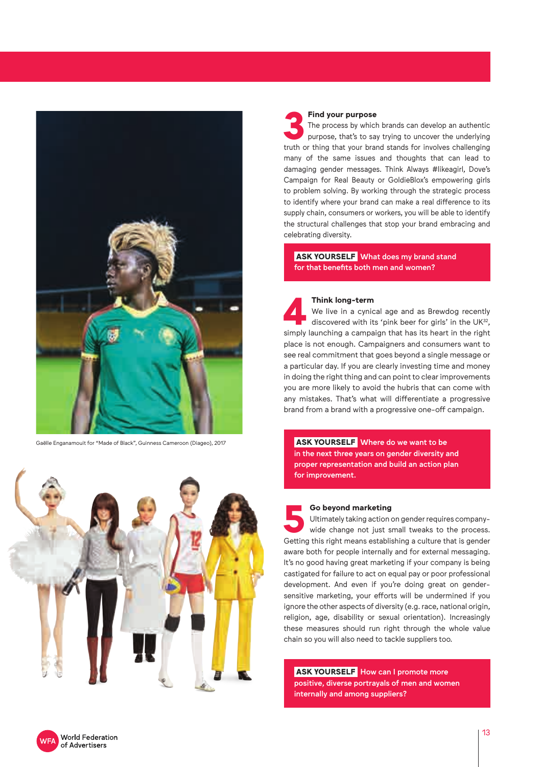Gaëlle Enganamouit for "Made of Black", Guinness Cameroon (Diageo), 2017

## 3 Find your purpose

The process by which brands can develop an authentic purpose, that's to say trying to uncover the underlying truth or thing that your brand stands for involves challenging many of the same issues and thoughts that can lead to damaging gender messages. Think Always #likeagirl, Dove's Campaign for Real Beauty or GoldieBlox's empowering girls to problem solving. By working through the strategic process to identify where your brand can make a real difference to its supply chain, consumers or workers, you will be able to identify the structural challenges that stop your brand embracing and celebrating diversity.

**ASK YOURSELF** What does my brand stand for that benefits both men and women?

## 4 Think long-term

We live in a cynical age and as Brewdog recently discovered with its 'pink beer for girls' in the UK[32], simply launching a campaign that has its heart in the right place is not enough. Campaigners and consumers want to see real commitment that goes beyond a single message or a particular day. If you are clearly investing time and money in doing the right thing and can point to clear improvements you are more likely to avoid the hubris that can come with any mistakes. That's what will differentiate a progressive brand from a brand with a progressive one-off campaign.

**ASK YOURSELF** Where do we want to be in the next three years on gender diversity and proper representation and build an action plan for improvement.

## 5 Go beyond marketing

Ultimately taking action on gender requires company-wide change not just small tweaks to the process. Getting this right means establishing a culture that is gender aware both for people internally and for external messaging. It's no good having great marketing if your company is being castigated for failure to act on equal pay or poor professional development. And even if you're doing great on gender-sensitive marketing, your efforts will be undermined if you ignore the other aspects of diversity (e.g. race, national origin, religion, age, disability or sexual orientation). Increasingly these measures should run right through the whole value chain so you will also need to tackle suppliers too.

**ASK YOURSELF** How can I promote more positive, diverse portrayals of men and women internally and among suppliers?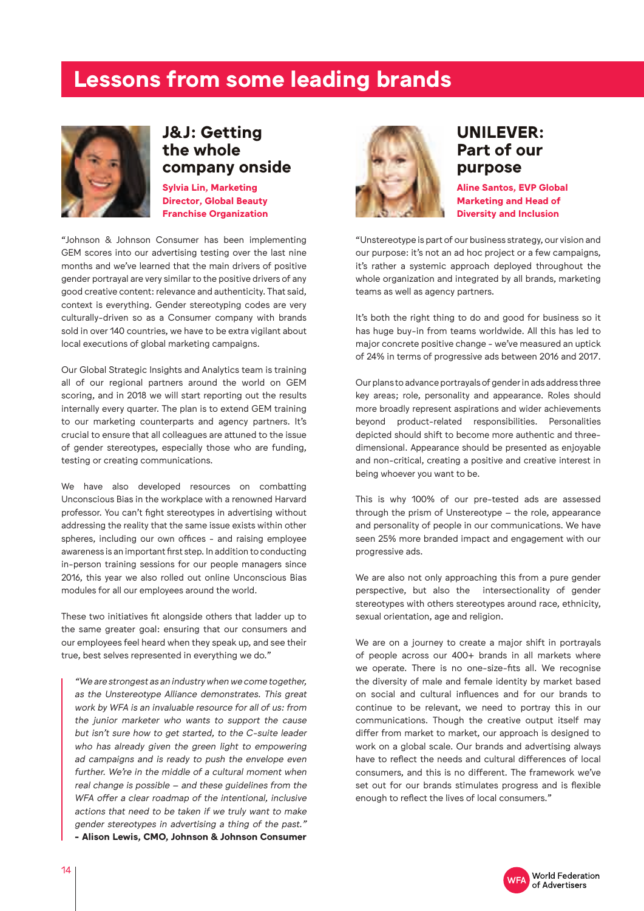# Lessons from some leading brands

## J&J: Getting the whole company onside

**Sylvia Lin, Marketing Director, Global Beauty Franchise Organization**

"Johnson & Johnson Consumer has been implementing GEM scores into our advertising testing over the last nine months and we've learned that the main drivers of positive gender portrayal are very similar to the positive drivers of any good creative content: relevance and authenticity. That said, context is everything. Gender stereotyping codes are very culturally-driven so as a Consumer company with brands sold in over 140 countries, we have to be extra vigilant about local executions of global marketing campaigns.

Our Global Strategic Insights and Analytics team is training all of our regional partners around the world on GEM scoring, and in 2018 we will start reporting out the results internally every quarter. The plan is to extend GEM training to our marketing counterparts and agency partners. It's crucial to ensure that all colleagues are attuned to the issue of gender stereotypes, especially those who are funding, testing or creating communications.

We have also developed resources on combatting Unconscious Bias in the workplace with a renowned Harvard professor. You can't fight stereotypes in advertising without addressing the reality that the same issue exists within other spheres, including our own offices - and raising employee awareness is an important first step. In addition to conducting in-person training sessions for our people managers since 2016, this year we also rolled out online Unconscious Bias modules for all our employees around the world.

These two initiatives fit alongside others that ladder up to the same greater goal: ensuring that our consumers and our employees feel heard when they speak up, and see their true, best selves represented in everything we do."

> *"We are strongest as an industry when we come together, as the Unstereotype Alliance demonstrates. This great work by WFA is an invaluable resource for all of us: from the junior marketer who wants to support the cause but isn't sure how to get started, to the C-suite leader who has already given the green light to empowering ad campaigns and is ready to push the envelope even further. We're in the middle of a cultural moment when real change is possible – and these guidelines from the WFA offer a clear roadmap of the intentional, inclusive actions that need to be taken if we truly want to make gender stereotypes in advertising a thing of the past."*
> **- Alison Lewis, CMO, Johnson & Johnson Consumer**

## UNILEVER: Part of our purpose

**Aline Santos, EVP Global Marketing and Head of Diversity and Inclusion**

"Unstereotype is part of our business strategy, our vision and our purpose: it's not an ad hoc project or a few campaigns, it's rather a systemic approach deployed throughout the whole organization and integrated by all brands, marketing teams as well as agency partners.

It's both the right thing to do and good for business so it has huge buy-in from teams worldwide. All this has led to major concrete positive change - we've measured an uptick of 24% in terms of progressive ads between 2016 and 2017.

Our plans to advance portrayals of gender in ads address three key areas; role, personality and appearance. Roles should more broadly represent aspirations and wider achievements beyond product-related responsibilities. Personalities depicted should shift to become more authentic and three-dimensional. Appearance should be presented as enjoyable and non-critical, creating a positive and creative interest in being whoever you want to be.

This is why 100% of our pre-tested ads are assessed through the prism of Unstereotype – the role, appearance and personality of people in our communications. We have seen 25% more branded impact and engagement with our progressive ads.

We are also not only approaching this from a pure gender perspective, but also the intersectionality of gender stereotypes with others stereotypes around race, ethnicity, sexual orientation, age and religion.

We are on a journey to create a major shift in portrayals of people across our 400+ brands in all markets where we operate. There is no one-size-fits all. We recognise the diversity of male and female identity by market based on social and cultural influences and for our brands to continue to be relevant, we need to portray this in our communications. Though the creative output itself may differ from market to market, our approach is designed to work on a global scale. Our brands and advertising always have to reflect the needs and cultural differences of local consumers, and this is no different. The framework we've set out for our brands stimulates progress and is flexible enough to reflect the lives of local consumers."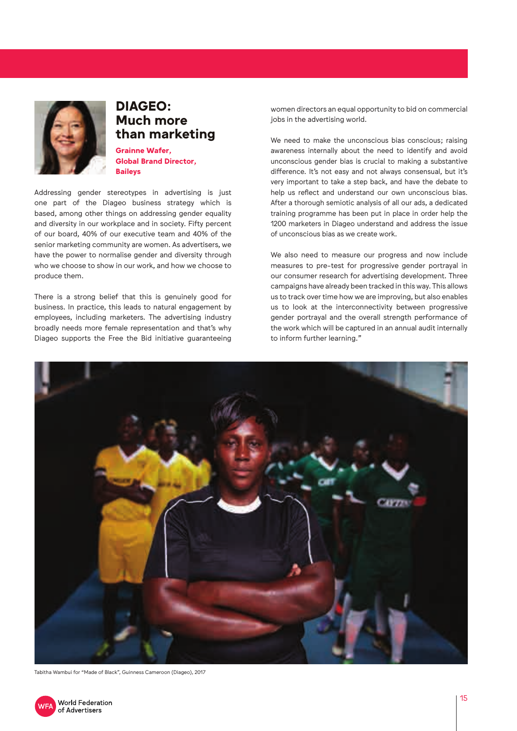## DIAGEO: Much more than marketing

**Grainne Wafer, Global Brand Director, Baileys**

Addressing gender stereotypes in advertising is just one part of the Diageo business strategy which is based, among other things on addressing gender equality and diversity in our workplace and in society. Fifty percent of our board, 40% of our executive team and 40% of the senior marketing community are women. As advertisers, we have the power to normalise gender and diversity through who we choose to show in our work, and how we choose to produce them.

There is a strong belief that this is genuinely good for business. In practice, this leads to natural engagement by employees, including marketers. The advertising industry broadly needs more female representation and that's why Diageo supports the Free the Bid initiative guaranteeing women directors an equal opportunity to bid on commercial jobs in the advertising world.

We need to make the unconscious bias conscious; raising awareness internally about the need to identify and avoid unconscious gender bias is crucial to making a substantive difference. It's not easy and not always consensual, but it's very important to take a step back, and have the debate to help us reflect and understand our own unconscious bias. After a thorough semiotic analysis of all our ads, a dedicated training programme has been put in place in order help the 1200 marketers in Diageo understand and address the issue of unconscious bias as we create work.

We also need to measure our progress and now include measures to pre-test for progressive gender portrayal in our consumer research for advertising development. Three campaigns have already been tracked in this way. This allows us to track over time how we are improving, but also enables us to look at the interconnectivity between progressive gender portrayal and the overall strength performance of the work which will be captured in an annual audit internally to inform further learning."

Tabitha Wambui for "Made of Black", Guinness Cameroon (Diageo), 2017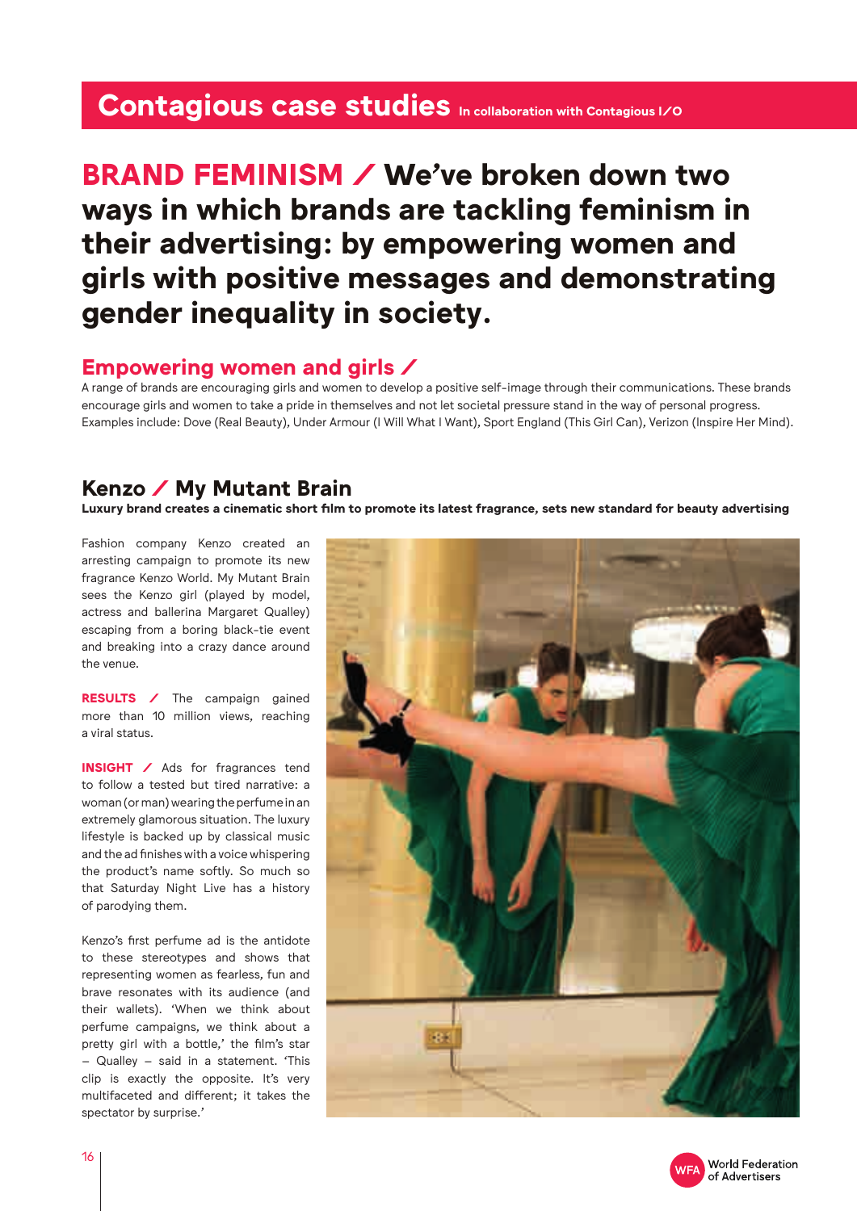## Contagious case studies In collaboration with Contagious I/O

# BRAND FEMINISM / We've broken down two ways in which brands are tackling feminism in their advertising: by empowering women and girls with positive messages and demonstrating gender inequality in society.

## Empowering women and girls /

A range of brands are encouraging girls and women to develop a positive self-image through their communications. These brands encourage girls and women to take a pride in themselves and not let societal pressure stand in the way of personal progress. Examples include: Dove (Real Beauty), Under Armour (I Will What I Want), Sport England (This Girl Can), Verizon (Inspire Her Mind).

## Kenzo / My Mutant Brain

**Luxury brand creates a cinematic short film to promote its latest fragrance, sets new standard for beauty advertising**

Fashion company Kenzo created an arresting campaign to promote its new fragrance Kenzo World. My Mutant Brain sees the Kenzo girl (played by model, actress and ballerina Margaret Qualley) escaping from a boring black-tie event and breaking into a crazy dance around the venue.

**RESULTS /** The campaign gained more than 10 million views, reaching a viral status.

**INSIGHT /** Ads for fragrances tend to follow a tested but tired narrative: a woman (or man) wearing the perfume in an extremely glamorous situation. The luxury lifestyle is backed up by classical music and the ad finishes with a voice whispering the product's name softly. So much so that Saturday Night Live has a history of parodying them.

Kenzo's first perfume ad is the antidote to these stereotypes and shows that representing women as fearless, fun and brave resonates with its audience (and their wallets). 'When we think about perfume campaigns, we think about a pretty girl with a bottle,' the film's star – Qualley – said in a statement. 'This clip is exactly the opposite. It's very multifaceted and different; it takes the spectator by surprise.'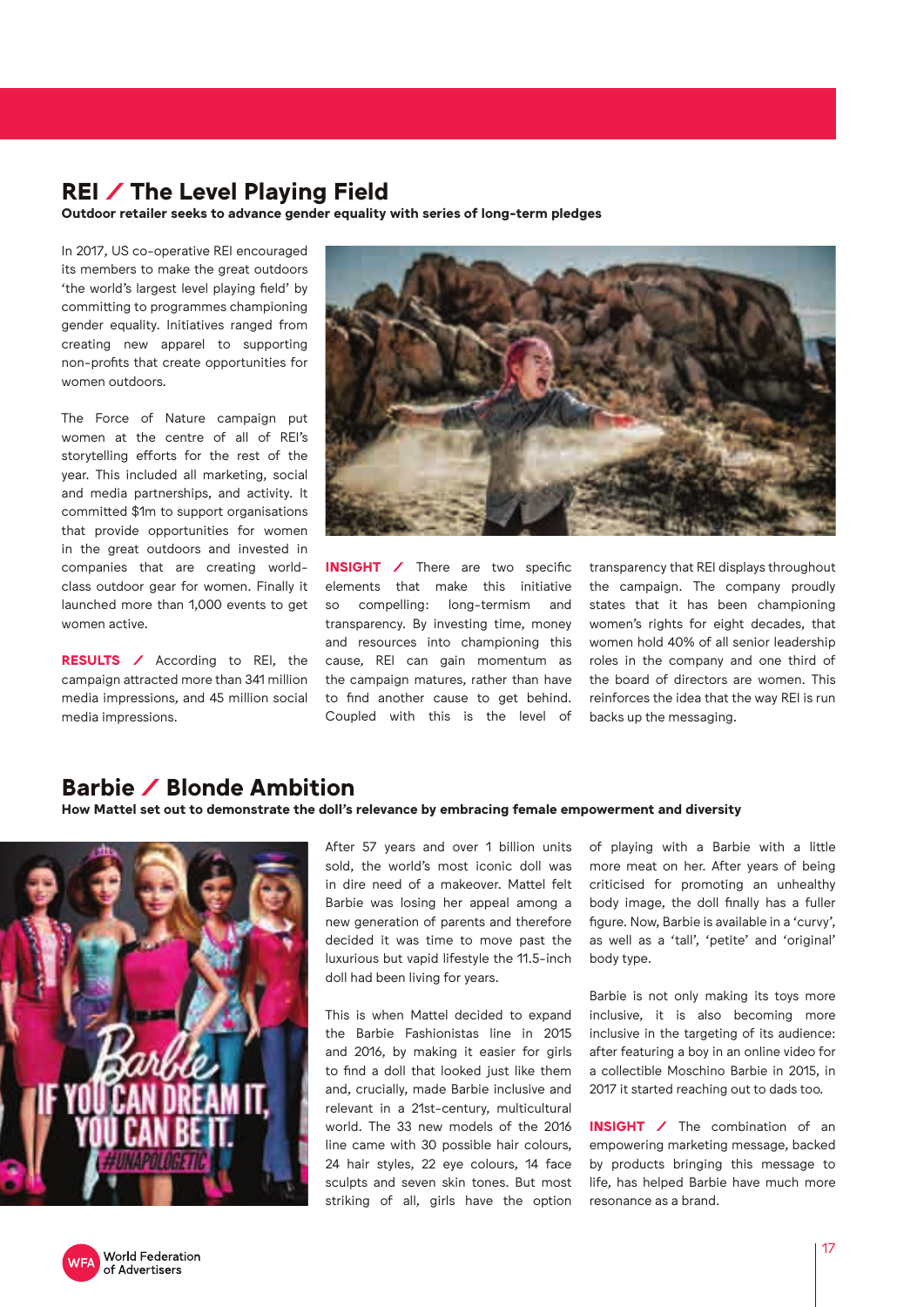## REI / The Level Playing Field

**Outdoor retailer seeks to advance gender equality with series of long-term pledges**

In 2017, US co-operative REI encouraged its members to make the great outdoors 'the world's largest level playing field' by committing to programmes championing gender equality. Initiatives ranged from creating new apparel to supporting non-profits that create opportunities for women outdoors.

The Force of Nature campaign put women at the centre of all of REI's storytelling efforts for the rest of the year. This included all marketing, social and media partnerships, and activity. It committed $1m to support organisations that provide opportunities for women in the great outdoors and invested in companies that are creating world-class outdoor gear for women. Finally it launched more than 1,000 events to get women active.

**RESULTS /** According to REI, the campaign attracted more than 341 million media impressions, and 45 million social media impressions.

**INSIGHT /** There are two specific elements that make this initiative so compelling: long-termism and transparency. By investing time, money and resources into championing this cause, REI can gain momentum as the campaign matures, rather than have to find another cause to get behind. Coupled with this is the level of transparency that REI displays throughout the campaign. The company proudly states that it has been championing women's rights for eight decades, that women hold 40% of all senior leadership roles in the company and one third of the board of directors are women. This reinforces the idea that the way REI is run backs up the messaging.

## Barbie / Blonde Ambition

**How Mattel set out to demonstrate the doll's relevance by embracing female empowerment and diversity**

After 57 years and over 1 billion units sold, the world's most iconic doll was in dire need of a makeover. Mattel felt Barbie was losing her appeal among a new generation of parents and therefore decided it was time to move past the luxurious but vapid lifestyle the 11.5-inch doll had been living for years.

This is when Mattel decided to expand the Barbie Fashionistas line in 2015 and 2016, by making it easier for girls to find a doll that looked just like them and, crucially, made Barbie inclusive and relevant in a 21st-century, multicultural world. The 33 new models of the 2016 line came with 30 possible hair colours, 24 hair styles, 22 eye colours, 14 face sculpts and seven skin tones. But most striking of all, girls have the option of playing with a Barbie with a little more meat on her. After years of being criticised for promoting an unhealthy body image, the doll finally has a fuller figure. Now, Barbie is available in a 'curvy', as well as a 'tall', 'petite' and 'original' body type.

Barbie is not only making its toys more inclusive, it is also becoming more inclusive in the targeting of its audience: after featuring a boy in an online video for a collectible Moschino Barbie in 2015, in 2017 it started reaching out to dads too.

**INSIGHT /** The combination of an empowering marketing message, backed by products bringing this message to life, has helped Barbie have much more resonance as a brand.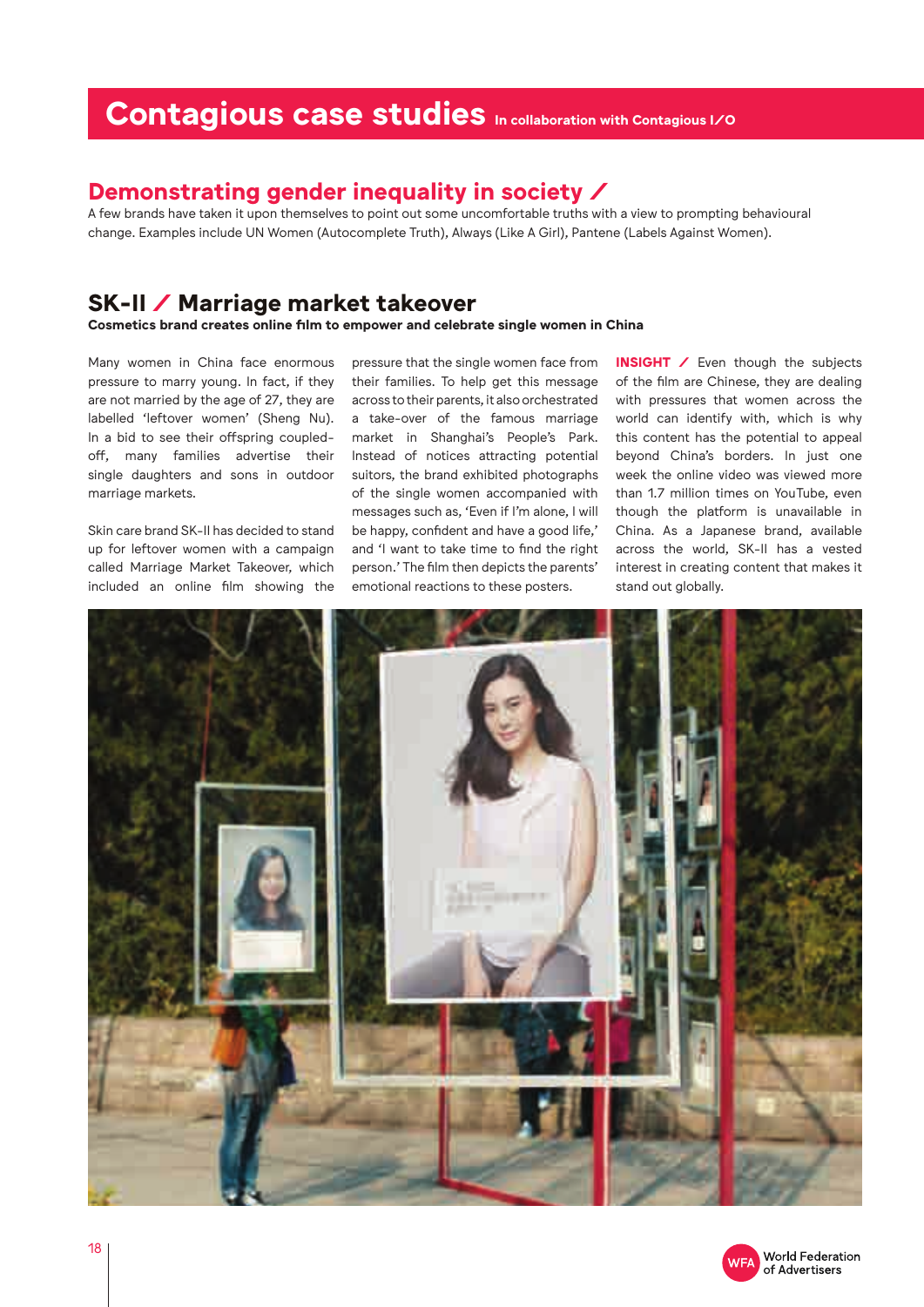# Contagious case studies In collaboration with Contagious I/O

## Demonstrating gender inequality in society /

A few brands have taken it upon themselves to point out some uncomfortable truths with a view to prompting behavioural change. Examples include UN Women (Autocomplete Truth), Always (Like A Girl), Pantene (Labels Against Women).

## SK-II / Marriage market takeover

**Cosmetics brand creates online film to empower and celebrate single women in China**

Many women in China face enormous pressure to marry young. In fact, if they are not married by the age of 27, they are labelled 'leftover women' (Sheng Nu). In a bid to see their offspring coupled-off, many families advertise their single daughters and sons in outdoor marriage markets.

Skin care brand SK-II has decided to stand up for leftover women with a campaign called Marriage Market Takeover, which included an online film showing the pressure that the single women face from their families. To help get this message across to their parents, it also orchestrated a take-over of the famous marriage market in Shanghai's People's Park. Instead of notices attracting potential suitors, the brand exhibited photographs of the single women accompanied with messages such as, 'Even if I'm alone, I will be happy, confident and have a good life,' and 'I want to take time to find the right person.' The film then depicts the parents' emotional reactions to these posters.

**INSIGHT /** Even though the subjects of the film are Chinese, they are dealing with pressures that women across the world can identify with, which is why this content has the potential to appeal beyond China's borders. In just one week the online video was viewed more than 1.7 million times on YouTube, even though the platform is unavailable in China. As a Japanese brand, available across the world, SK-II has a vested interest in creating content that makes it stand out globally.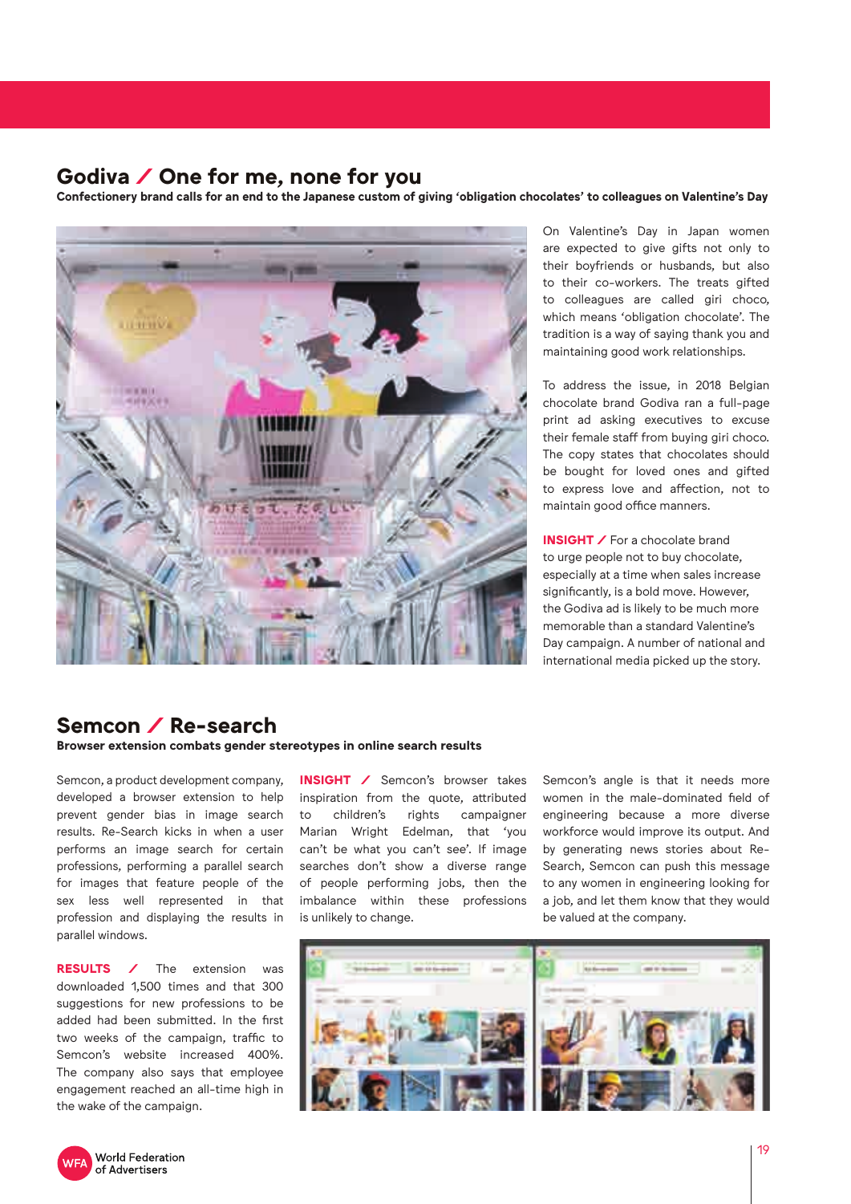## Godiva / One for me, none for you

**Confectionery brand calls for an end to the Japanese custom of giving 'obligation chocolates' to colleagues on Valentine's Day**

On Valentine's Day in Japan women are expected to give gifts not only to their boyfriends or husbands, but also to their co-workers. The treats gifted to colleagues are called giri choco, which means 'obligation chocolate'. The tradition is a way of saying thank you and maintaining good work relationships.

To address the issue, in 2018 Belgian chocolate brand Godiva ran a full-page print ad asking executives to excuse their female staff from buying giri choco. The copy states that chocolates should be bought for loved ones and gifted to express love and affection, not to maintain good office manners.

**INSIGHT /** For a chocolate brand to urge people not to buy chocolate, especially at a time when sales increase significantly, is a bold move. However, the Godiva ad is likely to be much more memorable than a standard Valentine's Day campaign. A number of national and international media picked up the story.

## Semcon / Re-search

**Browser extension combats gender stereotypes in online search results**

Semcon, a product development company, developed a browser extension to help prevent gender bias in image search results. Re-Search kicks in when a user performs an image search for certain professions, performing a parallel search for images that feature people of the sex less well represented in that profession and displaying the results in parallel windows.

**RESULTS /** The extension was downloaded 1,500 times and that 300 suggestions for new professions to be added had been submitted. In the first two weeks of the campaign, traffic to Semcon's website increased 400%. The company also says that employee engagement reached an all-time high in the wake of the campaign.

**INSIGHT /** Semcon's browser takes inspiration from the quote, attributed to children's rights campaigner Marian Wright Edelman, that 'you can't be what you can't see'. If image searches don't show a diverse range of people performing jobs, then the imbalance within these professions is unlikely to change.

Semcon's angle is that it needs more women in the male-dominated field of engineering because a more diverse workforce would improve its output. And by generating news stories about Re-Search, Semcon can push this message to any women in engineering looking for a job, and let them know that they would be valued at the company.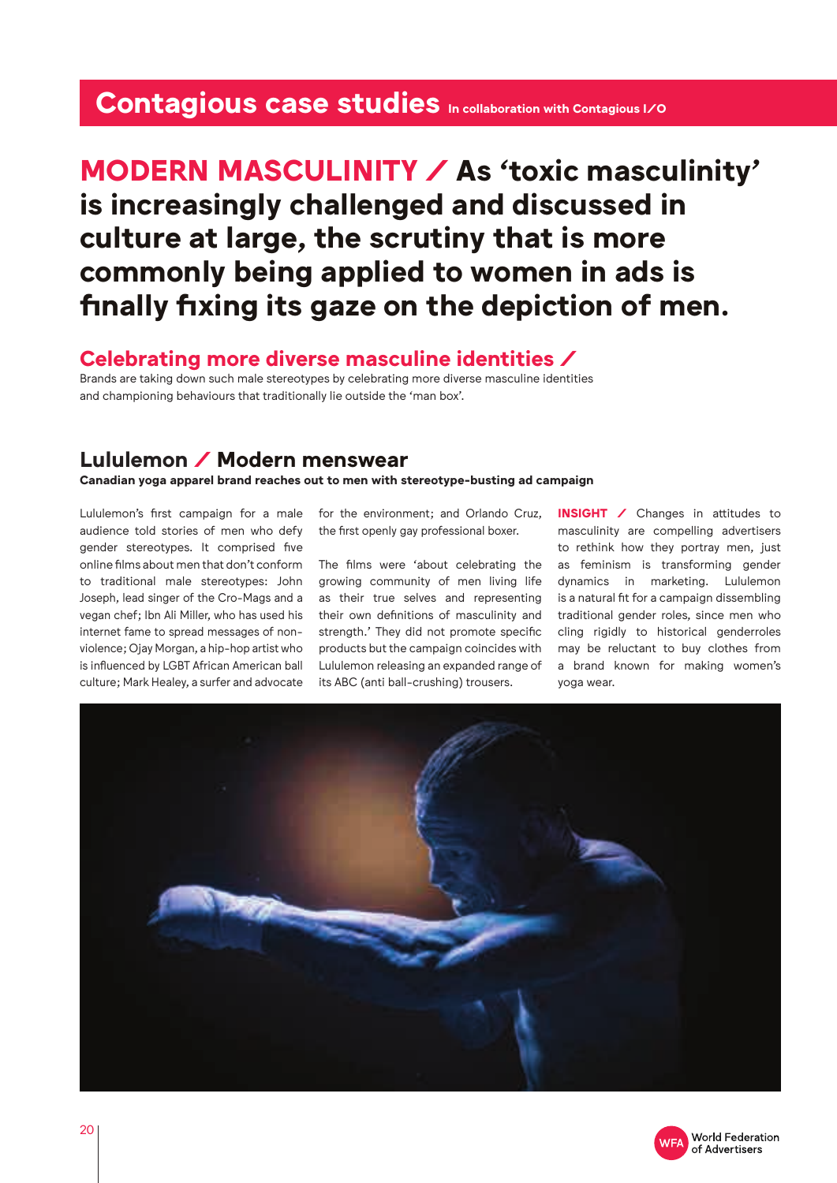## Contagious case studies In collaboration with Contagious I/O

# MODERN MASCULINITY / As 'toxic masculinity' is increasingly challenged and discussed in culture at large, the scrutiny that is more commonly being applied to women in ads is finally fixing its gaze on the depiction of men.

## Celebrating more diverse masculine identities /

Brands are taking down such male stereotypes by celebrating more diverse masculine identities and championing behaviours that traditionally lie outside the 'man box'.

### Lululemon / Modern menswear

**Canadian yoga apparel brand reaches out to men with stereotype-busting ad campaign**

Lululemon's first campaign for a male audience told stories of men who defy gender stereotypes. It comprised five online films about men that don't conform to traditional male stereotypes: John Joseph, lead singer of the Cro-Mags and a vegan chef; Ibn Ali Miller, who has used his internet fame to spread messages of non-violence; Ojay Morgan, a hip-hop artist who is influenced by LGBT African American ball culture; Mark Healey, a surfer and advocate for the environment; and Orlando Cruz, the first openly gay professional boxer.

The films were 'about celebrating the growing community of men living life as their true selves and representing their own definitions of masculinity and strength.' They did not promote specific products but the campaign coincides with Lululemon releasing an expanded range of its ABC (anti ball-crushing) trousers.

**INSIGHT /** Changes in attitudes to masculinity are compelling advertisers to rethink how they portray men, just as feminism is transforming gender dynamics in marketing. Lululemon is a natural fit for a campaign dissembling traditional gender roles, since men who cling rigidly to historical genderroles may be reluctant to buy clothes from a brand known for making women's yoga wear.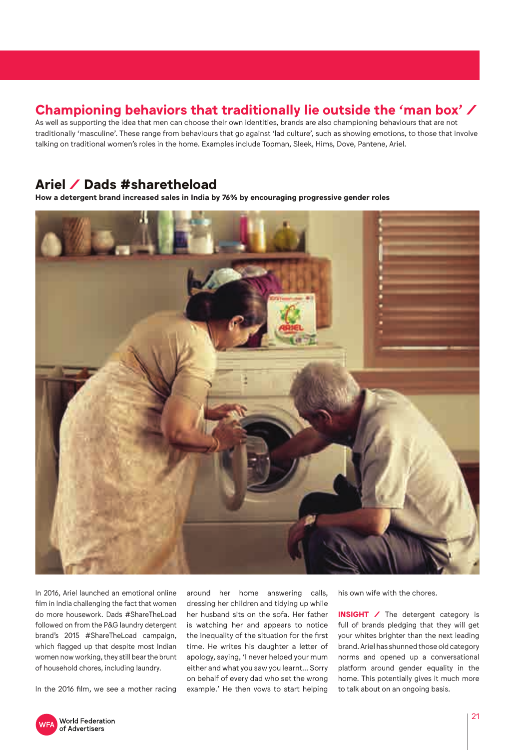## Championing behaviors that traditionally lie outside the 'man box' /

As well as supporting the idea that men can choose their own identities, brands are also championing behaviours that are not traditionally 'masculine'. These range from behaviours that go against 'lad culture', such as showing emotions, to those that involve talking on traditional women's roles in the home. Examples include Topman, Sleek, Hims, Dove, Pantene, Ariel.

## Ariel / Dads #sharetheload

**How a detergent brand increased sales in India by 76% by encouraging progressive gender roles**

In 2016, Ariel launched an emotional online film in India challenging the fact that women do more housework. Dads #ShareTheLoad followed on from the P&G laundry detergent brand's 2015 #ShareTheLoad campaign, which flagged up that despite most Indian women now working, they still bear the brunt of household chores, including laundry.

In the 2016 film, we see a mother racing around her home answering calls, dressing her children and tidying up while her husband sits on the sofa. Her father is watching her and appears to notice the inequality of the situation for the first time. He writes his daughter a letter of apology, saying, 'I never helped your mum either and what you saw you learnt... Sorry on behalf of every dad who set the wrong example.' He then vows to start helping his own wife with the chores.

**INSIGHT /** The detergent category is full of brands pledging that they will get your whites brighter than the next leading brand. Ariel has shunned those old category norms and opened up a conversational platform around gender equality in the home. This potentially gives it much more to talk about on an ongoing basis.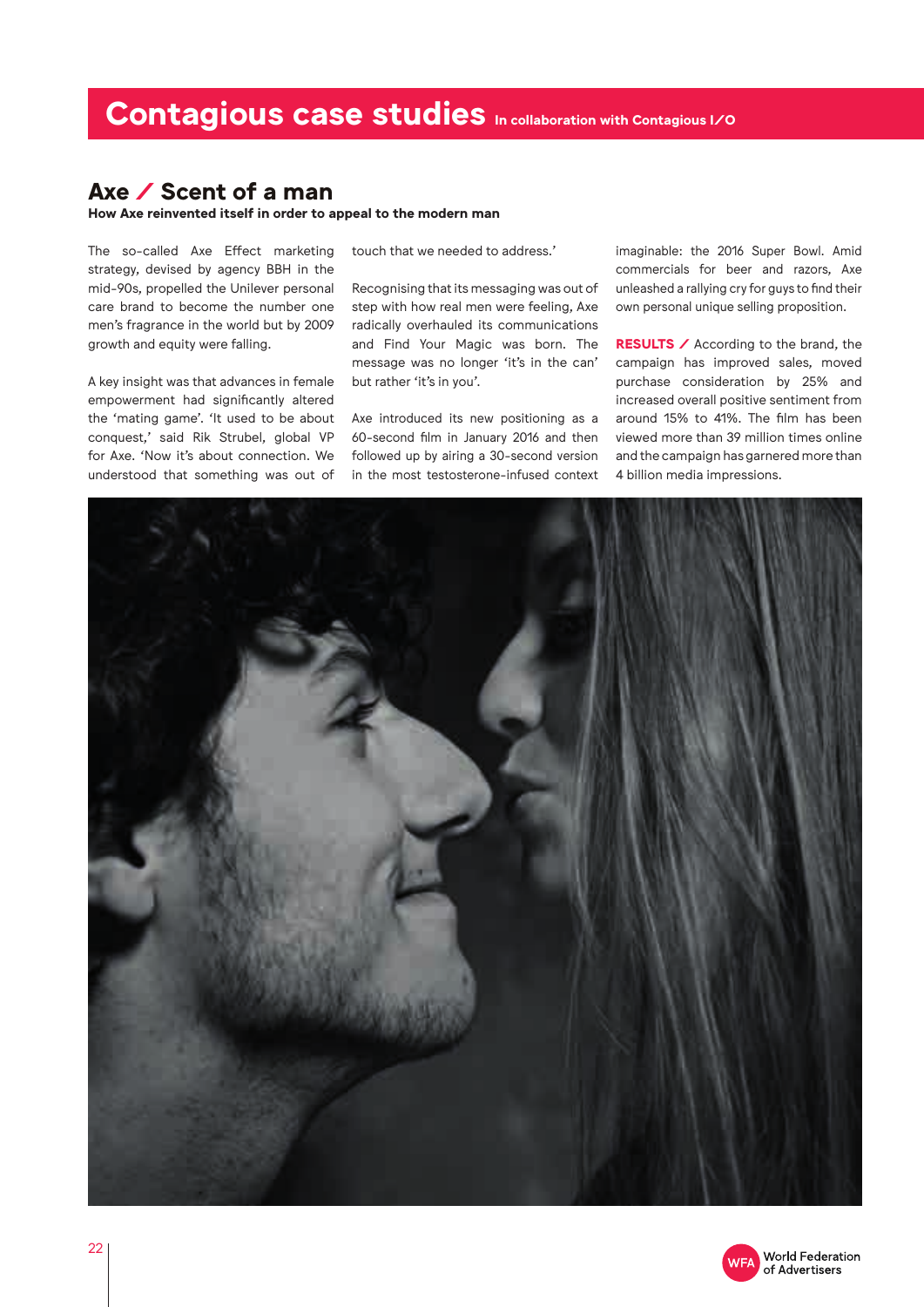# Contagious case studies In collaboration with Contagious I/O

## Axe / Scent of a man

**How Axe reinvented itself in order to appeal to the modern man**

The so-called Axe Effect marketing strategy, devised by agency BBH in the mid-90s, propelled the Unilever personal care brand to become the number one men's fragrance in the world but by 2009 growth and equity were falling.

A key insight was that advances in female empowerment had significantly altered the 'mating game'. 'It used to be about conquest,' said Rik Strubel, global VP for Axe. 'Now it's about connection. We understood that something was out of touch that we needed to address.'

Recognising that its messaging was out of step with how real men were feeling, Axe radically overhauled its communications and Find Your Magic was born. The message was no longer 'it's in the can' but rather 'it's in you'.

Axe introduced its new positioning as a 60-second film in January 2016 and then followed up by airing a 30-second version in the most testosterone-infused context imaginable: the 2016 Super Bowl. Amid commercials for beer and razors, Axe unleashed a rallying cry for guys to find their own personal unique selling proposition.

**RESULTS /** According to the brand, the campaign has improved sales, moved purchase consideration by 25% and increased overall positive sentiment from around 15% to 41%. The film has been viewed more than 39 million times online and the campaign has garnered more than 4 billion media impressions.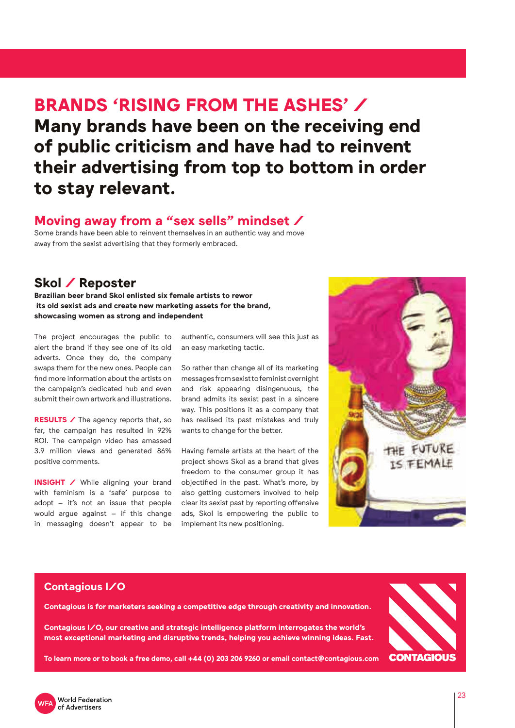# BRANDS 'RISING FROM THE ASHES' ⁄

**Many brands have been on the receiving end of public criticism and have had to reinvent their advertising from top to bottom in order to stay relevant.**

## Moving away from a "sex sells" mindset ⁄

Some brands have been able to reinvent themselves in an authentic way and move away from the sexist advertising that they formerly embraced.

### Skol ⁄ Reposter

**Brazilian beer brand Skol enlisted six female artists to rework its old sexist ads and create new marketing assets for the brand, showcasing women as strong and independent**

The project encourages the public to alert the brand if they see one of its old adverts. Once they do, the company swaps them for the new ones. People can find more information about the artists on the campaign's dedicated hub and even submit their own artwork and illustrations.

**RESULTS ⁄** The agency reports that, so far, the campaign has resulted in 92% ROI. The campaign video has amassed 3.9 million views and generated 86% positive comments.

**INSIGHT ⁄** While aligning your brand with feminism is a 'safe' purpose to adopt – it's not an issue that people would argue against – if this change in messaging doesn't appear to be authentic, consumers will see this just as an easy marketing tactic.

So rather than change all of its marketing messages from sexist to feminist overnight and risk appearing disingenuous, the brand admits its sexist past in a sincere way. This positions it as a company that has realised its past mistakes and truly wants to change for the better.

Having female artists at the heart of the project shows Skol as a brand that gives freedom to the consumer group it has objectified in the past. What's more, by also getting customers involved to help clear its sexist past by reporting offensive ads, Skol is empowering the public to implement its new positioning.

### Contagious I⁄O

**Contagious is for marketers seeking a competitive edge through creativity and innovation.**

**Contagious I⁄O, our creative and strategic intelligence platform interrogates the world's most exceptional marketing and disruptive trends, helping you achieve winning ideas. Fast.**

**To learn more or to book a free demo, call +44 (0) 203 206 9260 or email contact@contagious.com**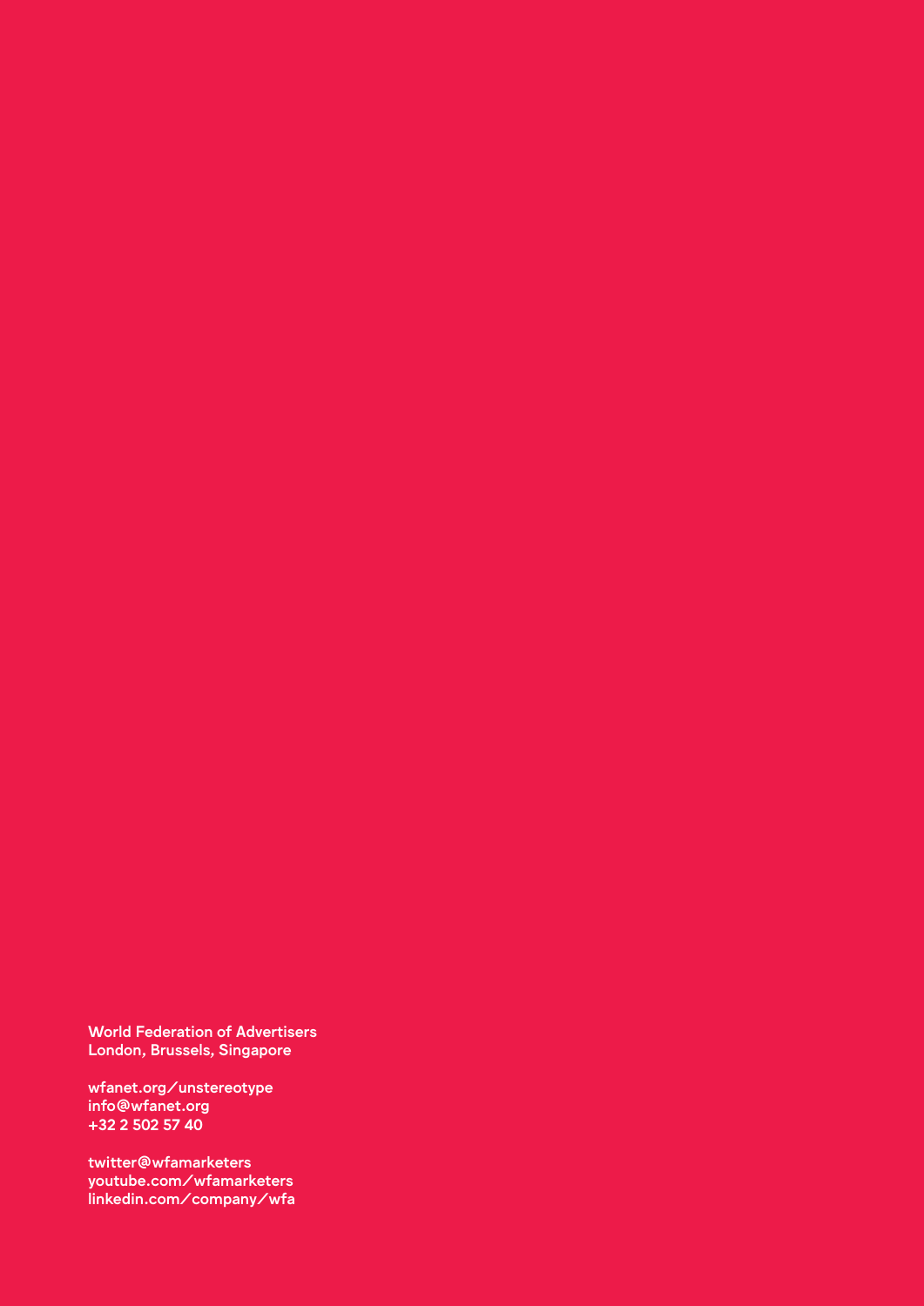**World Federation of Advertisers**
**London, Brussels, Singapore**

**wfanet.org/unstereotype**
**info@wfanet.org**
**+32 2 502 57 40**

**twitter@wfamarketers**
**youtube.com/wfamarketers**
**linkedin.com/company/wfa**